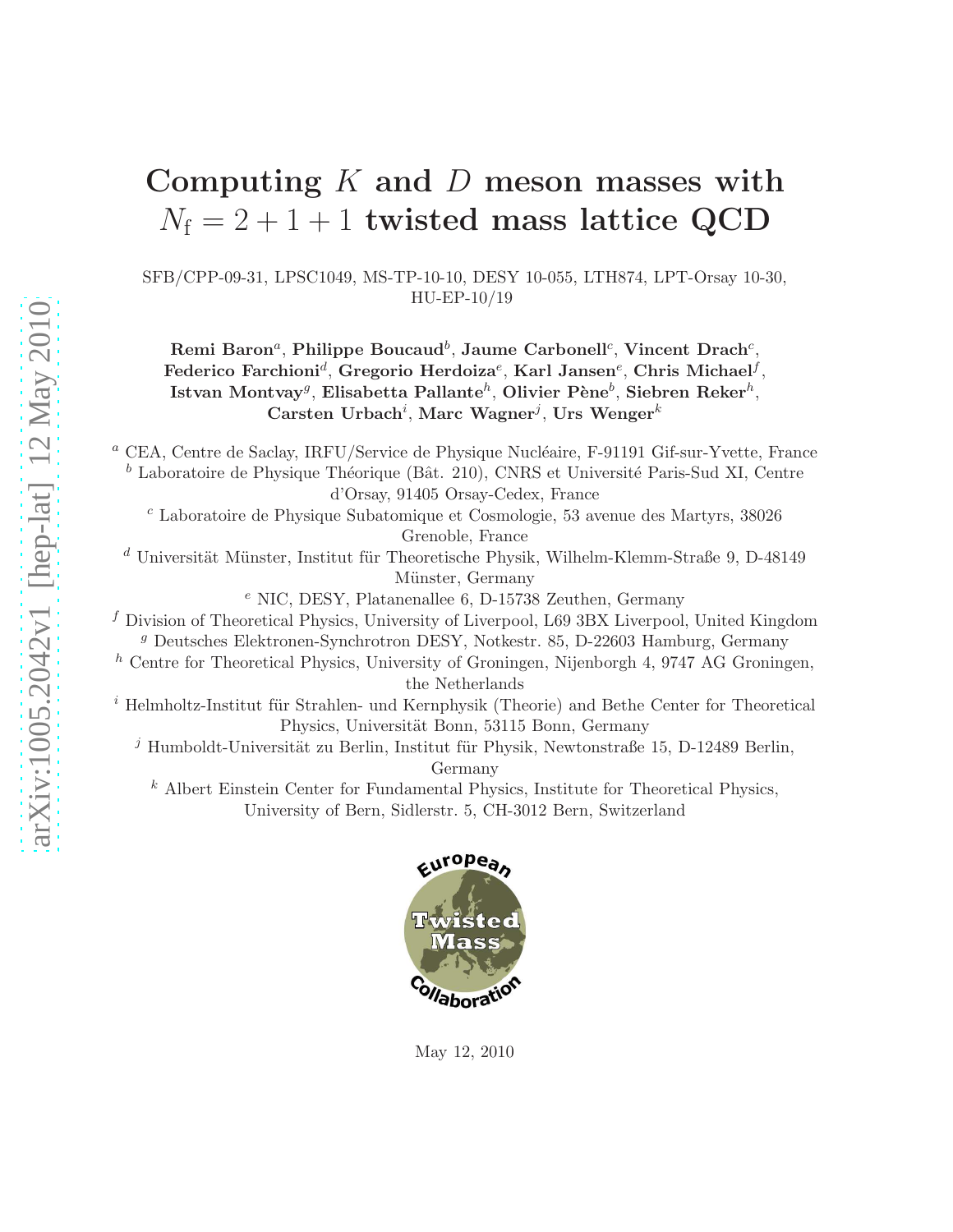# Computing $K$ and $D$ meson masses with $N_\mathrm{f} = 2 + 1 + 1$ twisted mass lattice QCD

SFB/CPP-09-31, LPSC1049, MS-TP-10-10, DESY 10-055, LTH874, LPT-Orsay 10-30, HU-EP-10/19

**Remi Baron**[a], **Philippe Boucaud**[b], **Jaume Carbonell**[c], **Vincent Drach**[c], **Federico Farchioni**[d], **Gregorio Herdoiza**[e], **Karl Jansen**[e], **Chris Michael**[f], **Istvan Montvay**[g], **Elisabetta Pallante**[h], **Olivier Pène**[b], **Siebren Reker**[h], **Carsten Urbach**[i], **Marc Wagner**[j], **Urs Wenger**[k]

[a] CEA, Centre de Saclay, IRFU/Service de Physique Nucléaire, F-91191 Gif-sur-Yvette, France

[b] Laboratoire de Physique Théorique (Bât. 210), CNRS et Université Paris-Sud XI, Centre d'Orsay, 91405 Orsay-Cedex, France

[c] Laboratoire de Physique Subatomique et Cosmologie, 53 avenue des Martyrs, 38026 Grenoble, France

[d] Universität Münster, Institut für Theoretische Physik, Wilhelm-Klemm-Straße 9, D-48149 Münster, Germany

[e] NIC, DESY, Platanenallee 6, D-15738 Zeuthen, Germany

[f] Division of Theoretical Physics, University of Liverpool, L69 3BX Liverpool, United Kingdom

[g] Deutsches Elektronen-Synchrotron DESY, Notkestr. 85, D-22603 Hamburg, Germany

[h] Centre for Theoretical Physics, University of Groningen, Nijenborgh 4, 9747 AG Groningen, the Netherlands

[i] Helmholtz-Institut für Strahlen- und Kernphysik (Theorie) and Bethe Center for Theoretical Physics, Universität Bonn, 53115 Bonn, Germany

[j] Humboldt-Universität zu Berlin, Institut für Physik, Newtonstraße 15, D-12489 Berlin, Germany

[k] Albert Einstein Center for Fundamental Physics, Institute for Theoretical Physics, University of Bern, Sidlerstr. 5, CH-3012 Bern, Switzerland

May 12, 2010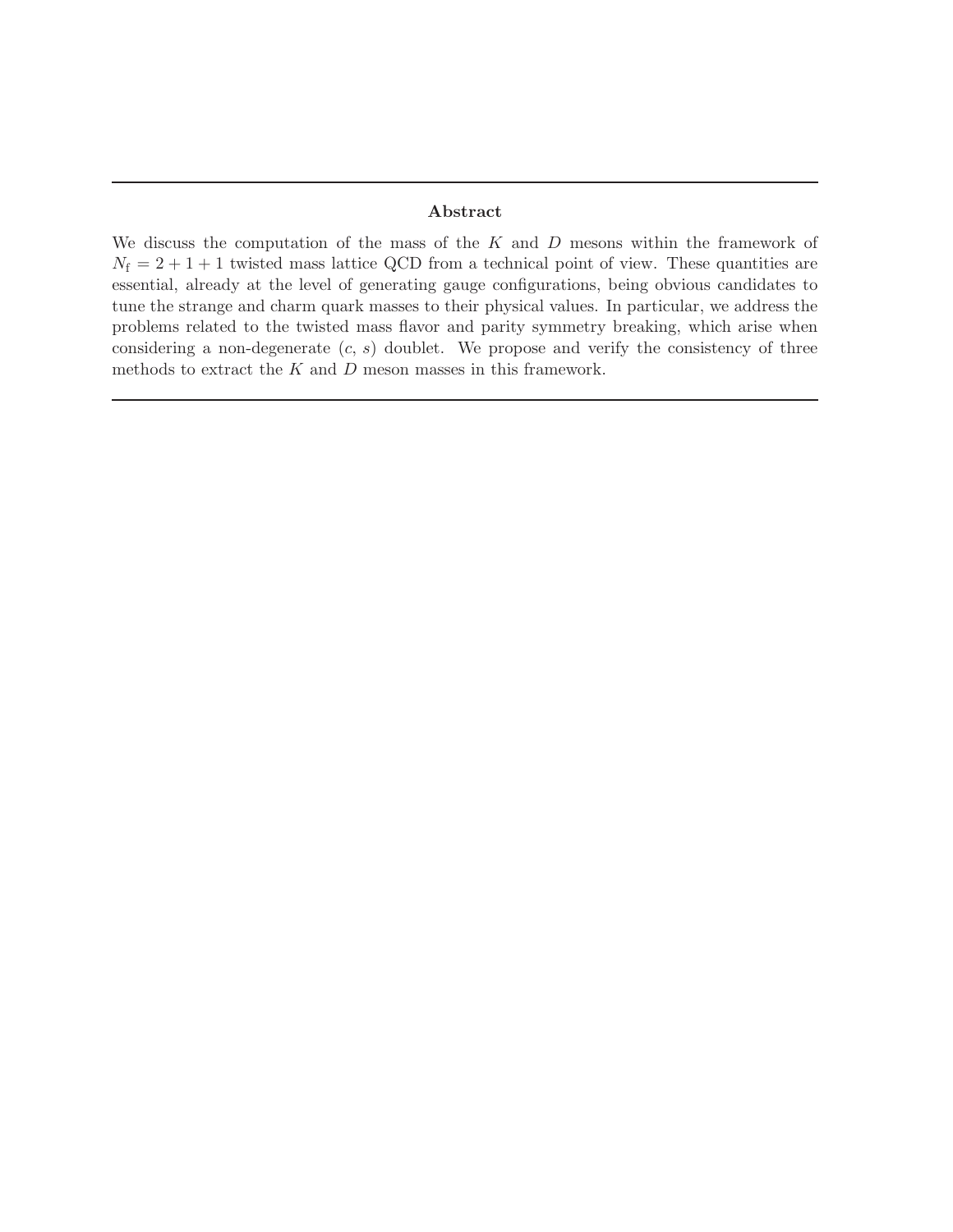## Abstract

We discuss the computation of the mass of the $K$ and $D$ mesons within the framework of $N_{\rm f} = 2 + 1 + 1$ twisted mass lattice QCD from a technical point of view. These quantities are essential, already at the level of generating gauge configurations, being obvious candidates to tune the strange and charm quark masses to their physical values. In particular, we address the problems related to the twisted mass flavor and parity symmetry breaking, which arise when considering a non-degenerate ($c$, $s$) doublet. We propose and verify the consistency of three methods to extract the $K$ and $D$ meson masses in this framework.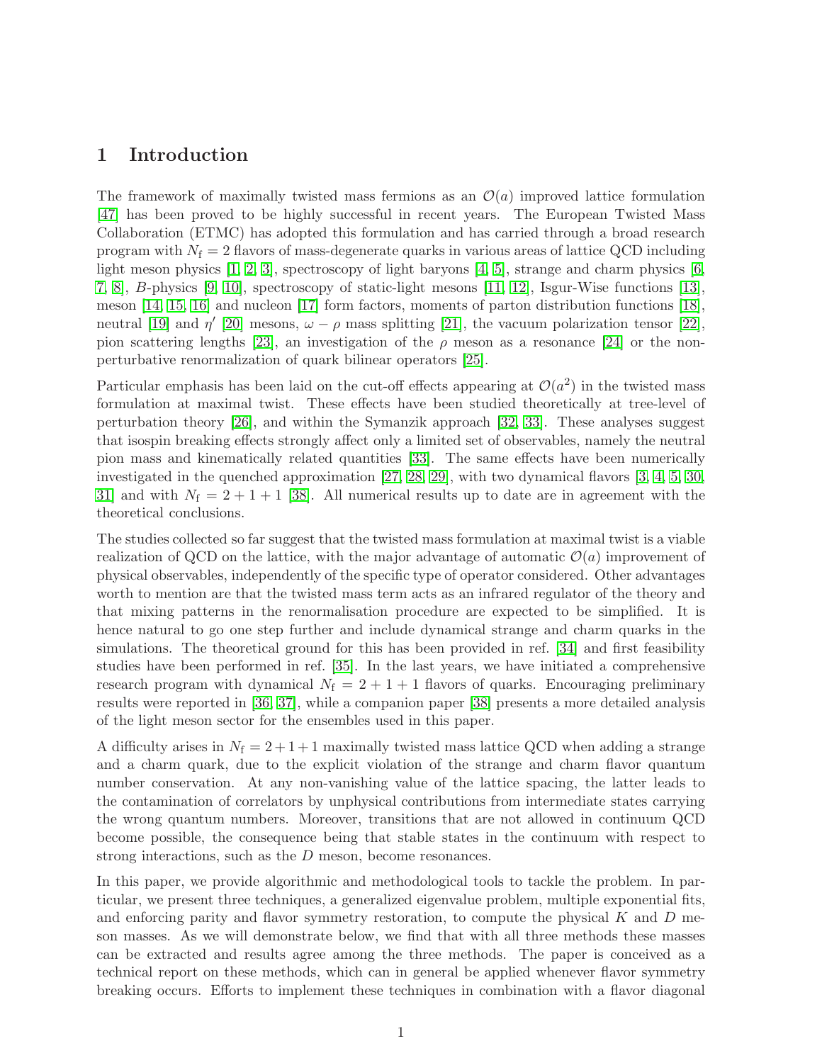# 1 Introduction

The framework of maximally twisted mass fermions as an $\mathcal{O}(a)$ improved lattice formulation [47] has been proved to be highly successful in recent years. The European Twisted Mass Collaboration (ETMC) has adopted this formulation and has carried through a broad research program with $N_\mathrm{f} = 2$ flavors of mass-degenerate quarks in various areas of lattice QCD including light meson physics [1, 2, 3], spectroscopy of light baryons [4, 5], strange and charm physics [6, 7, 8], $B$-physics [9, 10], spectroscopy of static-light mesons [11, 12], Isgur-Wise functions [13], meson [14, 15, 16] and nucleon [17] form factors, moments of parton distribution functions [18], neutral [19] and $\eta'$ [20] mesons, $\omega - \rho$ mass splitting [21], the vacuum polarization tensor [22], pion scattering lengths [23], an investigation of the $\rho$ meson as a resonance [24] or the non-perturbative renormalization of quark bilinear operators [25].

Particular emphasis has been laid on the cut-off effects appearing at $\mathcal{O}(a^2)$ in the twisted mass formulation at maximal twist. These effects have been studied theoretically at tree-level of perturbation theory [26], and within the Symanzik approach [32, 33]. These analyses suggest that isospin breaking effects strongly affect only a limited set of observables, namely the neutral pion mass and kinematically related quantities [33]. The same effects have been numerically investigated in the quenched approximation [27, 28, 29], with two dynamical flavors [3, 4, 5, 30, 31] and with $N_\mathrm{f} = 2 + 1 + 1$ [38]. All numerical results up to date are in agreement with the theoretical conclusions.

The studies collected so far suggest that the twisted mass formulation at maximal twist is a viable realization of QCD on the lattice, with the major advantage of automatic $\mathcal{O}(a)$ improvement of physical observables, independently of the specific type of operator considered. Other advantages worth to mention are that the twisted mass term acts as an infrared regulator of the theory and that mixing patterns in the renormalisation procedure are expected to be simplified. It is hence natural to go one step further and include dynamical strange and charm quarks in the simulations. The theoretical ground for this has been provided in ref. [34] and first feasibility studies have been performed in ref. [35]. In the last years, we have initiated a comprehensive research program with dynamical $N_\mathrm{f} = 2 + 1 + 1$ flavors of quarks. Encouraging preliminary results were reported in [36, 37], while a companion paper [38] presents a more detailed analysis of the light meson sector for the ensembles used in this paper.

A difficulty arises in $N_\mathrm{f} = 2+1+1$ maximally twisted mass lattice QCD when adding a strange and a charm quark, due to the explicit violation of the strange and charm flavor quantum number conservation. At any non-vanishing value of the lattice spacing, the latter leads to the contamination of correlators by unphysical contributions from intermediate states carrying the wrong quantum numbers. Moreover, transitions that are not allowed in continuum QCD become possible, the consequence being that stable states in the continuum with respect to strong interactions, such as the $D$ meson, become resonances.

In this paper, we provide algorithmic and methodological tools to tackle the problem. In particular, we present three techniques, a generalized eigenvalue problem, multiple exponential fits, and enforcing parity and flavor symmetry restoration, to compute the physical $K$ and $D$ meson masses. As we will demonstrate below, we find that with all three methods these masses can be extracted and results agree among the three methods. The paper is conceived as a technical report on these methods, which can in general be applied whenever flavor symmetry breaking occurs. Efforts to implement these techniques in combination with a flavor diagonal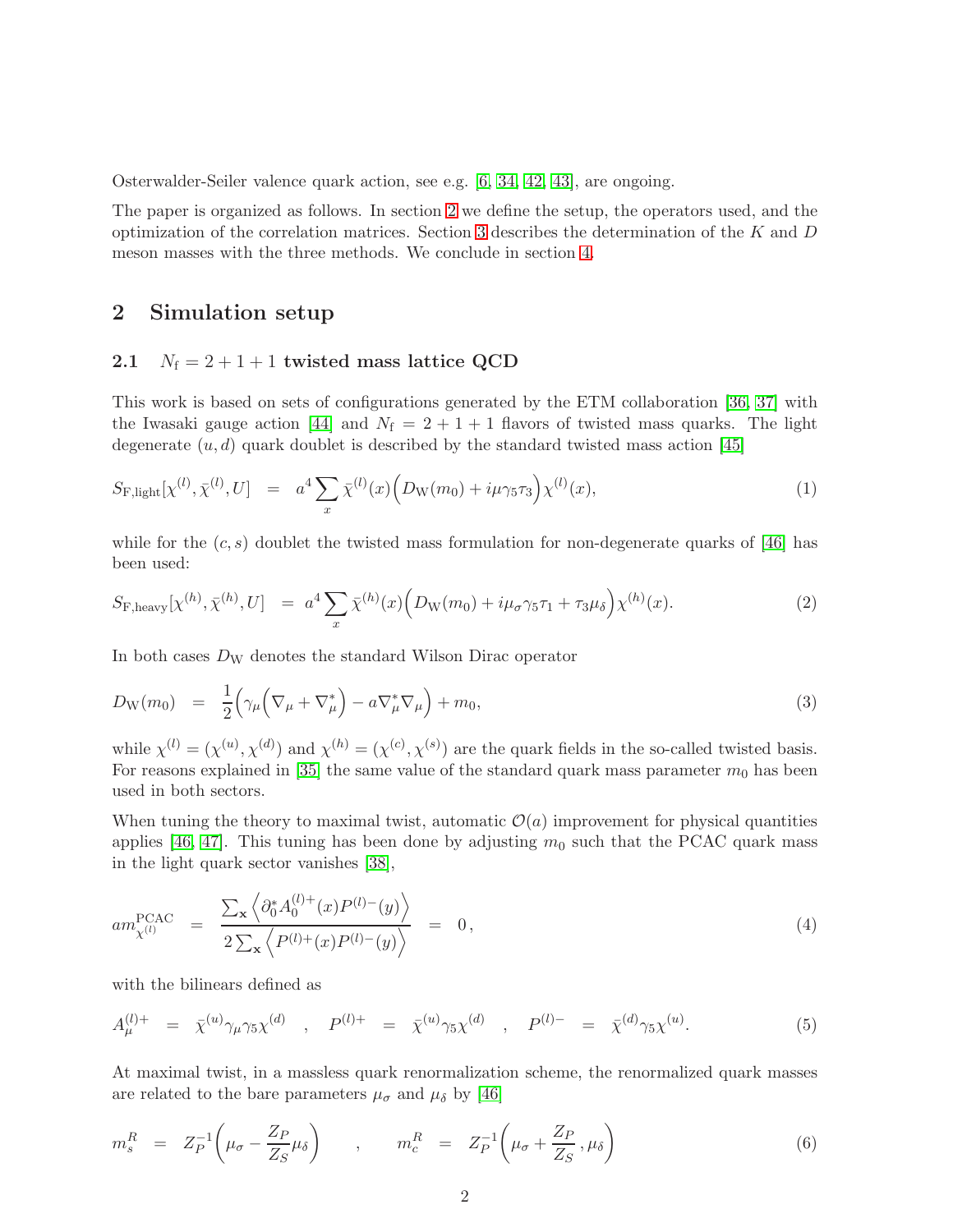Osterwalder-Seiler valence quark action, see e.g. [6, 34, 42, 43], are ongoing.

The paper is organized as follows. In section 2 we define the setup, the operators used, and the optimization of the correlation matrices. Section 3 describes the determination of the $K$ and $D$ meson masses with the three methods. We conclude in section 4.

## 2 Simulation setup

### 2.1 $N_{\rm f} = 2+1+1$ twisted mass lattice QCD

This work is based on sets of configurations generated by the ETM collaboration [36, 37] with the Iwasaki gauge action [44] and $N_{\rm f} = 2+1+1$ flavors of twisted mass quarks. The light degenerate $(u,d)$ quark doublet is described by the standard twisted mass action [45]

$$S_{\rm F,light}[\chi^{(l)},\bar{\chi}^{(l)},U] \;=\; a^4 \sum_x \bar{\chi}^{(l)}(x) \Big( D_{\rm W}(m_0) + i\mu\gamma_5\tau_3 \Big) \chi^{(l)}(x), \tag{1}$$

while for the $(c,s)$ doublet the twisted mass formulation for non-degenerate quarks of [46] has been used:

$$S_{\rm F,heavy}[\chi^{(h)},\bar{\chi}^{(h)},U] \;=\; a^4 \sum_x \bar{\chi}^{(h)}(x) \Big( D_{\rm W}(m_0) + i\mu_\sigma\gamma_5\tau_1 + \tau_3\mu_\delta \Big) \chi^{(h)}(x). \tag{2}$$

In both cases $D_{\rm W}$ denotes the standard Wilson Dirac operator

$$D_{\rm W}(m_0) \;=\; \frac{1}{2}\Big( \gamma_\mu \Big( \nabla_\mu + \nabla^*_\mu \Big) - a \nabla^*_\mu \nabla_\mu \Big) + m_0, \tag{3}$$

while $\chi^{(l)} = (\chi^{(u)},\chi^{(d)})$ and $\chi^{(h)} = (\chi^{(c)},\chi^{(s)})$ are the quark fields in the so-called twisted basis. For reasons explained in [35] the same value of the standard quark mass parameter $m_0$ has been used in both sectors.

When tuning the theory to maximal twist, automatic $\mathcal{O}(a)$ improvement for physical quantities applies [46, 47]. This tuning has been done by adjusting $m_0$ such that the PCAC quark mass in the light quark sector vanishes [38],

$$a m^{\rm PCAC}_{\chi^{(l)}} \;=\; \frac{\sum_{\mathbf{x}} \Big\langle \partial^*_0 A^{(l)+}_0(x) P^{(l)-}(y) \Big\rangle}{2 \sum_{\mathbf{x}} \Big\langle P^{(l)+}(x) P^{(l)-}(y) \Big\rangle} \;=\; 0\,, \tag{4}$$

with the bilinears defined as

$$A^{(l)+}_\mu \;=\; \bar{\chi}^{(u)} \gamma_\mu \gamma_5 \chi^{(d)} \quad , \quad P^{(l)+} \;=\; \bar{\chi}^{(u)} \gamma_5 \chi^{(d)} \quad , \quad P^{(l)-} \;=\; \bar{\chi}^{(d)} \gamma_5 \chi^{(u)}. \tag{5}$$

At maximal twist, in a massless quark renormalization scheme, the renormalized quark masses are related to the bare parameters $\mu_\sigma$ and $\mu_\delta$ by [46]

$$m^R_s \;=\; Z_P^{-1} \Big( \mu_\sigma - \frac{Z_P}{Z_S} \mu_\delta \Big) \qquad , \qquad m^R_c \;=\; Z_P^{-1} \Big( \mu_\sigma + \frac{Z_P}{Z_S}\,, \mu_\delta \Big) \tag{6}$$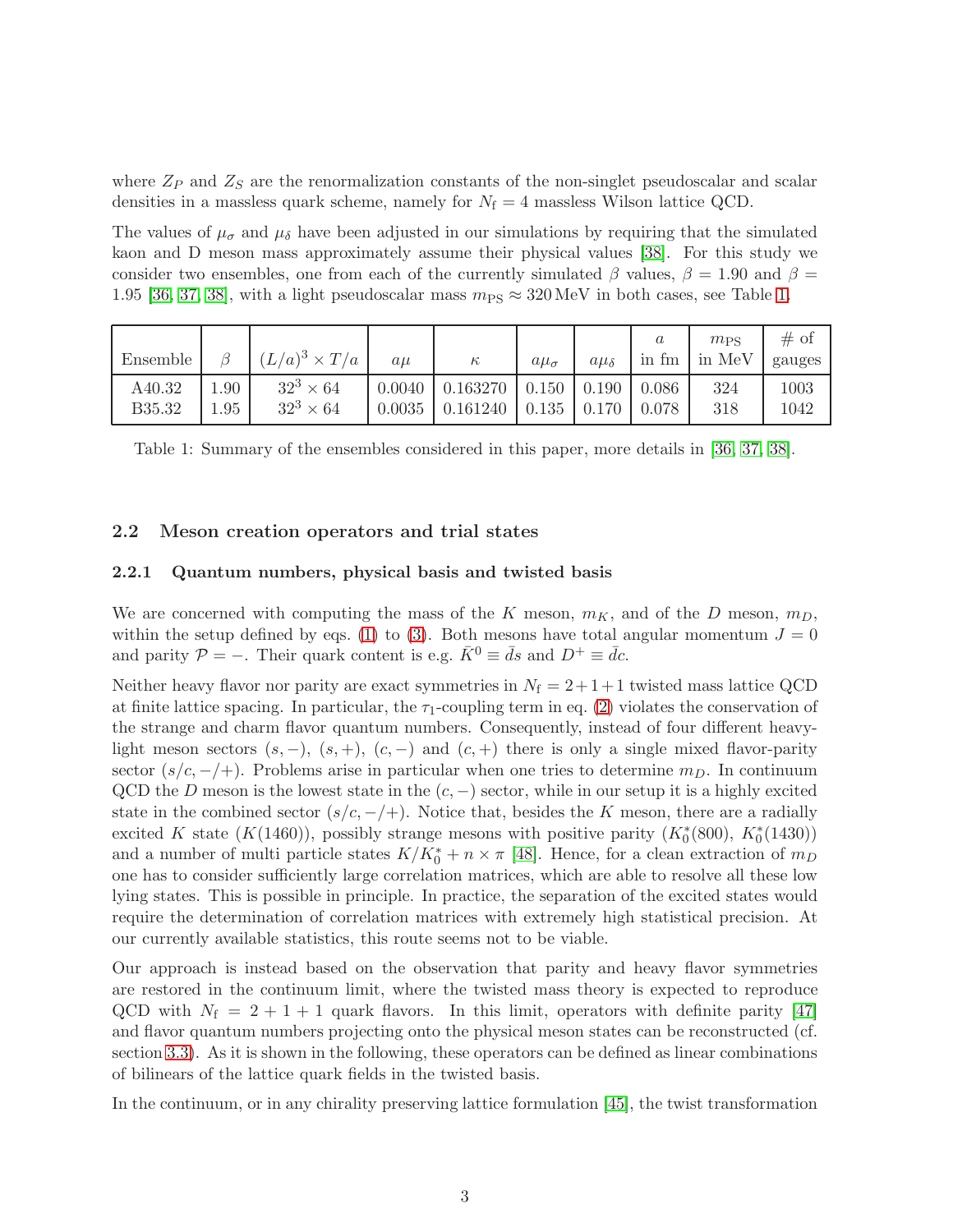where $Z_P$ and $Z_S$ are the renormalization constants of the non-singlet pseudoscalar and scalar densities in a massless quark scheme, namely for $N_\mathrm{f} = 4$ massless Wilson lattice QCD.

The values of $\mu_\sigma$ and $\mu_\delta$ have been adjusted in our simulations by requiring that the simulated kaon and D meson mass approximately assume their physical values [38]. For this study we consider two ensembles, one from each of the currently simulated $\beta$ values, $\beta = 1.90$ and $\beta = 1.95$ [36, 37, 38], with a light pseudoscalar mass $m_\mathrm{PS} \approx 320\,\mathrm{MeV}$ in both cases, see Table 1.

| Ensemble | $\beta$ | $(L/a)^3 \times T/a$ | $a\mu$ | $\kappa$ | $a\mu_\sigma$ | $a\mu_\delta$ | $a$ in fm | $m_\mathrm{PS}$ in MeV | # of gauges |
|---|---|---|---|---|---|---|---|---|---|
| A40.32 | 1.90 | $32^3 \times 64$ | 0.0040 | 0.163270 | 0.150 | 0.190 | 0.086 | 324 | 1003 |
| B35.32 | 1.95 | $32^3 \times 64$ | 0.0035 | 0.161240 | 0.135 | 0.170 | 0.078 | 318 | 1042 |

Table 1: Summary of the ensembles considered in this paper, more details in [36, 37, 38].

## 2.2 Meson creation operators and trial states

### 2.2.1 Quantum numbers, physical basis and twisted basis

We are concerned with computing the mass of the $K$ meson, $m_K$, and of the $D$ meson, $m_D$, within the setup defined by eqs. (1) to (3). Both mesons have total angular momentum $J = 0$ and parity $\mathcal{P} = -$. Their quark content is e.g. $\bar{K}^0 \equiv \bar{d}s$ and $D^+ \equiv \bar{d}c$.

Neither heavy flavor nor parity are exact symmetries in $N_\mathrm{f} = 2+1+1$ twisted mass lattice QCD at finite lattice spacing. In particular, the $\tau_1$-coupling term in eq. (2) violates the conservation of the strange and charm flavor quantum numbers. Consequently, instead of four different heavy-light meson sectors $(s,-)$, $(s,+)$, $(c,-)$ and $(c,+)$ there is only a single mixed flavor-parity sector $(s/c,-/+)$. Problems arise in particular when one tries to determine $m_D$. In continuum QCD the $D$ meson is the lowest state in the $(c,-)$ sector, while in our setup it is a highly excited state in the combined sector $(s/c,-/+)$. Notice that, besides the $K$ meson, there are a radially excited $K$ state ($K(1460)$), possibly strange mesons with positive parity ($K_0^*(800)$, $K_0^*(1430)$) and a number of multi particle states $K/K_0^* + n \times \pi$ [48]. Hence, for a clean extraction of $m_D$ one has to consider sufficiently large correlation matrices, which are able to resolve all these low lying states. This is possible in principle. In practice, the separation of the excited states would require the determination of correlation matrices with extremely high statistical precision. At our currently available statistics, this route seems not to be viable.

Our approach is instead based on the observation that parity and heavy flavor symmetries are restored in the continuum limit, where the twisted mass theory is expected to reproduce QCD with $N_\mathrm{f} = 2+1+1$ quark flavors. In this limit, operators with definite parity [47] and flavor quantum numbers projecting onto the physical meson states can be reconstructed (cf. section 3.3). As it is shown in the following, these operators can be defined as linear combinations of bilinears of the lattice quark fields in the twisted basis.

In the continuum, or in any chirality preserving lattice formulation [45], the twist transformation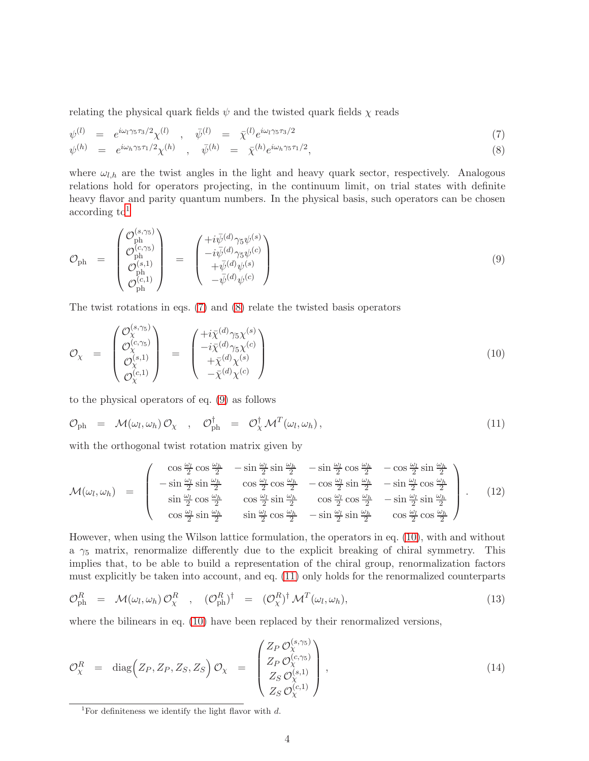relating the physical quark fields $\psi$ and the twisted quark fields $\chi$ reads

$$\psi^{(l)} = e^{i\omega_l \gamma_5 \tau_3/2} \chi^{(l)} \quad , \quad \bar{\psi}^{(l)} = \bar{\chi}^{(l)} e^{i\omega_l \gamma_5 \tau_3/2} \tag{7}$$

$$\psi^{(h)} = e^{i\omega_h \gamma_5 \tau_1/2} \chi^{(h)} \quad , \quad \bar{\psi}^{(h)} = \bar{\chi}^{(h)} e^{i\omega_h \gamma_5 \tau_1/2}, \tag{8}$$

where $\omega_{l,h}$ are the twist angles in the light and heavy quark sector, respectively. Analogous relations hold for operators projecting, in the continuum limit, on trial states with definite heavy flavor and parity quantum numbers. In the physical basis, such operators can be chosen according to[1]

$$\mathcal{O}_{\rm ph} = \begin{pmatrix} \mathcal{O}_{\rm ph}^{(s,\gamma_5)} \\ \mathcal{O}_{\rm ph}^{(c,\gamma_5)} \\ \mathcal{O}_{\rm ph}^{(s,1)} \\ \mathcal{O}_{\rm ph}^{(c,1)} \end{pmatrix} = \begin{pmatrix} +i\bar{\psi}^{(d)}\gamma_5\psi^{(s)} \\ -i\bar{\psi}^{(d)}\gamma_5\psi^{(c)} \\ +\bar{\psi}^{(d)}\psi^{(s)} \\ -\bar{\psi}^{(d)}\psi^{(c)} \end{pmatrix} \tag{9}$$

The twist rotations in eqs. (7) and (8) relate the twisted basis operators

$$\mathcal{O}_{\chi} = \begin{pmatrix} \mathcal{O}_{\chi}^{(s,\gamma_5)} \\ \mathcal{O}_{\chi}^{(c,\gamma_5)} \\ \mathcal{O}_{\chi}^{(s,1)} \\ \mathcal{O}_{\chi}^{(c,1)} \end{pmatrix} = \begin{pmatrix} +i\bar{\chi}^{(d)}\gamma_5\chi^{(s)} \\ -i\bar{\chi}^{(d)}\gamma_5\chi^{(c)} \\ +\bar{\chi}^{(d)}\chi^{(s)} \\ -\bar{\chi}^{(d)}\chi^{(c)} \end{pmatrix} \tag{10}$$

to the physical operators of eq. (9) as follows

$$\mathcal{O}_{\rm ph} = \mathcal{M}(\omega_l,\omega_h)\,\mathcal{O}_{\chi} \quad , \quad \mathcal{O}_{\rm ph}^{\dagger} = \mathcal{O}_{\chi}^{\dagger}\,\mathcal{M}^T(\omega_l,\omega_h)\,, \tag{11}$$

with the orthogonal twist rotation matrix given by

$$\mathcal{M}(\omega_l,\omega_h) = \begin{pmatrix} \cos\frac{\omega_l}{2}\cos\frac{\omega_h}{2} & -\sin\frac{\omega_l}{2}\sin\frac{\omega_h}{2} & -\sin\frac{\omega_l}{2}\cos\frac{\omega_h}{2} & -\cos\frac{\omega_l}{2}\sin\frac{\omega_h}{2} \\ -\sin\frac{\omega_l}{2}\sin\frac{\omega_h}{2} & \cos\frac{\omega_l}{2}\cos\frac{\omega_h}{2} & -\cos\frac{\omega_l}{2}\sin\frac{\omega_h}{2} & -\sin\frac{\omega_l}{2}\cos\frac{\omega_h}{2} \\ \sin\frac{\omega_l}{2}\cos\frac{\omega_h}{2} & \cos\frac{\omega_l}{2}\sin\frac{\omega_h}{2} & \cos\frac{\omega_l}{2}\cos\frac{\omega_h}{2} & -\sin\frac{\omega_l}{2}\sin\frac{\omega_h}{2} \\ \cos\frac{\omega_l}{2}\sin\frac{\omega_h}{2} & \sin\frac{\omega_l}{2}\cos\frac{\omega_h}{2} & -\sin\frac{\omega_l}{2}\sin\frac{\omega_h}{2} & \cos\frac{\omega_l}{2}\cos\frac{\omega_h}{2} \end{pmatrix}. \tag{12}$$

However, when using the Wilson lattice formulation, the operators in eq. (10), with and without a $\gamma_5$ matrix, renormalize differently due to the explicit breaking of chiral symmetry. This implies that, to be able to build a representation of the chiral group, renormalization factors must explicitly be taken into account, and eq. (11) only holds for the renormalized counterparts

$$\mathcal{O}_{\rm ph}^{R} = \mathcal{M}(\omega_l,\omega_h)\,\mathcal{O}_{\chi}^{R} \quad , \quad (\mathcal{O}_{\rm ph}^{R})^{\dagger} = (\mathcal{O}_{\chi}^{R})^{\dagger}\,\mathcal{M}^T(\omega_l,\omega_h), \tag{13}$$

where the bilinears in eq. (10) have been replaced by their renormalized versions,

$$\mathcal{O}_{\chi}^{R} = \mathrm{diag}\Big(Z_P, Z_P, Z_S, Z_S\Big)\,\mathcal{O}_{\chi} = \begin{pmatrix} Z_P\,\mathcal{O}_{\chi}^{(s,\gamma_5)} \\ Z_P\,\mathcal{O}_{\chi}^{(c,\gamma_5)} \\ Z_S\,\mathcal{O}_{\chi}^{(s,1)} \\ Z_S\,\mathcal{O}_{\chi}^{(c,1)} \end{pmatrix}, \tag{14}$$

[1] For definiteness we identify the light flavor with $d$.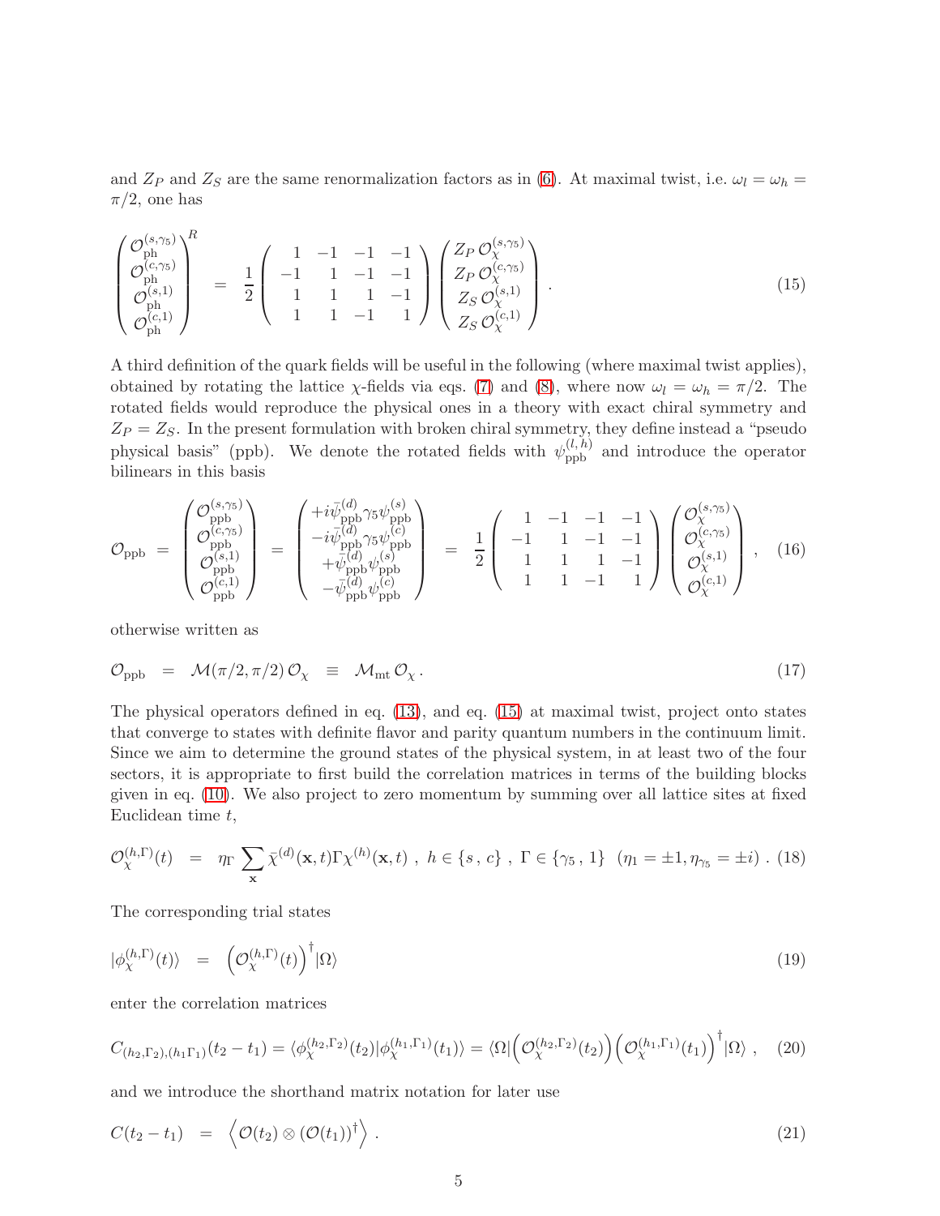and $Z_P$ and $Z_S$ are the same renormalization factors as in (6). At maximal twist, i.e. $\omega_l = \omega_h = \pi/2$, one has

$$\begin{pmatrix} \mathcal{O}_{\rm ph}^{(s,\gamma_5)} \\ \mathcal{O}_{\rm ph}^{(c,\gamma_5)} \\ \mathcal{O}_{\rm ph}^{(s,1)} \\ \mathcal{O}_{\rm ph}^{(c,1)} \end{pmatrix}^R = \frac{1}{2} \begin{pmatrix} 1 & -1 & -1 & -1 \\ -1 & 1 & -1 & -1 \\ 1 & 1 & 1 & -1 \\ 1 & 1 & -1 & 1 \end{pmatrix} \begin{pmatrix} Z_P\, \mathcal{O}_\chi^{(s,\gamma_5)} \\ Z_P\, \mathcal{O}_\chi^{(c,\gamma_5)} \\ Z_S\, \mathcal{O}_\chi^{(s,1)} \\ Z_S\, \mathcal{O}_\chi^{(c,1)} \end{pmatrix} . \tag{15}$$

A third definition of the quark fields will be useful in the following (where maximal twist applies), obtained by rotating the lattice $\chi$-fields via eqs. (7) and (8), where now $\omega_l = \omega_h = \pi/2$. The rotated fields would reproduce the physical ones in a theory with exact chiral symmetry and $Z_P = Z_S$. In the present formulation with broken chiral symmetry, they define instead a "pseudo physical basis" (ppb). We denote the rotated fields with $\psi_{\rm ppb}^{(l,h)}$ and introduce the operator bilinears in this basis

$$\mathcal{O}_{\rm ppb} = \begin{pmatrix} \mathcal{O}_{\rm ppb}^{(s,\gamma_5)} \\ \mathcal{O}_{\rm ppb}^{(c,\gamma_5)} \\ \mathcal{O}_{\rm ppb}^{(s,1)} \\ \mathcal{O}_{\rm ppb}^{(c,1)} \end{pmatrix} = \begin{pmatrix} +i\bar\psi_{\rm ppb}^{(d)}\gamma_5\psi_{\rm ppb}^{(s)} \\ -i\bar\psi_{\rm ppb}^{(d)}\gamma_5\psi_{\rm ppb}^{(c)} \\ +\bar\psi_{\rm ppb}^{(d)}\psi_{\rm ppb}^{(s)} \\ -\bar\psi_{\rm ppb}^{(d)}\psi_{\rm ppb}^{(c)} \end{pmatrix} = \frac{1}{2} \begin{pmatrix} 1 & -1 & -1 & -1 \\ -1 & 1 & -1 & -1 \\ 1 & 1 & 1 & -1 \\ 1 & 1 & -1 & 1 \end{pmatrix} \begin{pmatrix} \mathcal{O}_\chi^{(s,\gamma_5)} \\ \mathcal{O}_\chi^{(c,\gamma_5)} \\ \mathcal{O}_\chi^{(s,1)} \\ \mathcal{O}_\chi^{(c,1)} \end{pmatrix} , \tag{16}$$

otherwise written as

$$\mathcal{O}_{\rm ppb} = \mathcal{M}(\pi/2, \pi/2)\, \mathcal{O}_\chi \equiv \mathcal{M}_{\rm mt}\, \mathcal{O}_\chi\,. \tag{17}$$

The physical operators defined in eq. (13), and eq. (15) at maximal twist, project onto states that converge to states with definite flavor and parity quantum numbers in the continuum limit. Since we aim to determine the ground states of the physical system, in at least two of the four sectors, it is appropriate to first build the correlation matrices in terms of the building blocks given in eq. (10). We also project to zero momentum by summing over all lattice sites at fixed Euclidean time $t$,

$$\mathcal{O}_\chi^{(h,\Gamma)}(t) = \eta_\Gamma \sum_{\mathbf{x}} \bar\chi^{(d)}(\mathbf{x},t)\Gamma\chi^{(h)}(\mathbf{x},t)\ ,\ h \in \{s\,,\, c\}\ ,\ \Gamma \in \{\gamma_5\,,\, 1\}\ \ (\eta_1 = \pm 1, \eta_{\gamma_5} = \pm i)\ . \tag{18}$$

The corresponding trial states

$$|\phi_\chi^{(h,\Gamma)}(t)\rangle = \left(\mathcal{O}_\chi^{(h,\Gamma)}(t)\right)^\dagger |\Omega\rangle \tag{19}$$

enter the correlation matrices

$$C_{(h_2,\Gamma_2),(h_1\Gamma_1)}(t_2 - t_1) = \langle\phi_\chi^{(h_2,\Gamma_2)}(t_2)|\phi_\chi^{(h_1,\Gamma_1)}(t_1)\rangle = \langle\Omega|\Big(\mathcal{O}_\chi^{(h_2,\Gamma_2)}(t_2)\Big)\Big(\mathcal{O}_\chi^{(h_1,\Gamma_1)}(t_1)\Big)^\dagger|\Omega\rangle\ , \tag{20}$$

and we introduce the shorthand matrix notation for later use

$$C(t_2 - t_1) = \Big\langle \mathcal{O}(t_2) \otimes (\mathcal{O}(t_1))^\dagger \Big\rangle\,. \tag{21}$$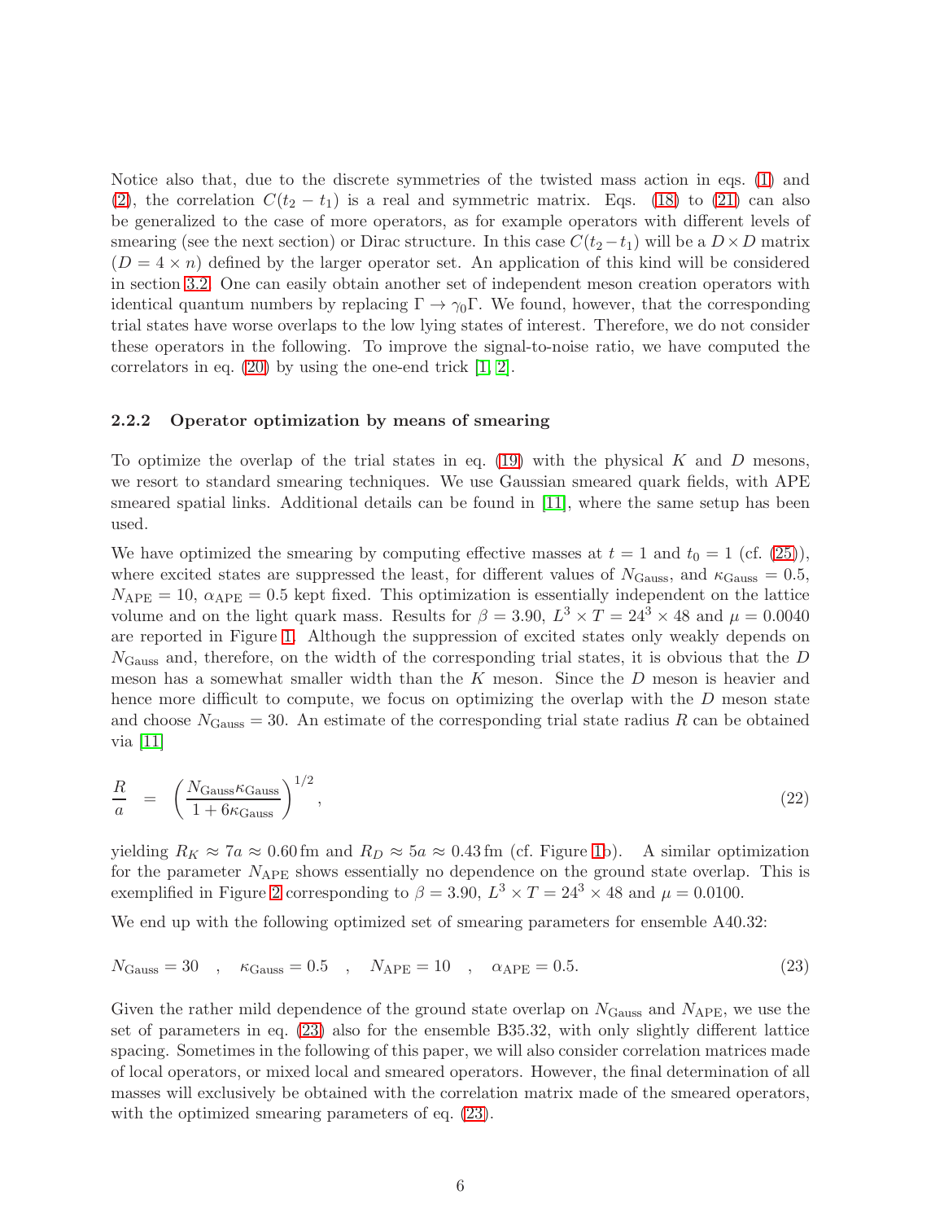Notice also that, due to the discrete symmetries of the twisted mass action in eqs. (1) and (2), the correlation $C(t_2 - t_1)$ is a real and symmetric matrix. Eqs. (18) to (21) can also be generalized to the case of more operators, as for example operators with different levels of smearing (see the next section) or Dirac structure. In this case $C(t_2 - t_1)$ will be a $D \times D$ matrix ($D = 4 \times n$) defined by the larger operator set. An application of this kind will be considered in section 3.2. One can easily obtain another set of independent meson creation operators with identical quantum numbers by replacing $\Gamma \to \gamma_0 \Gamma$. We found, however, that the corresponding trial states have worse overlaps to the low lying states of interest. Therefore, we do not consider these operators in the following. To improve the signal-to-noise ratio, we have computed the correlators in eq. (20) by using the one-end trick [1, 2].

### 2.2.2 Operator optimization by means of smearing

To optimize the overlap of the trial states in eq. (19) with the physical $K$ and $D$ mesons, we resort to standard smearing techniques. We use Gaussian smeared quark fields, with APE smeared spatial links. Additional details can be found in [11], where the same setup has been used.

We have optimized the smearing by computing effective masses at $t = 1$ and $t_0 = 1$ (cf. (25)), where excited states are suppressed the least, for different values of $N_{\text{Gauss}}$, and $\kappa_{\text{Gauss}} = 0.5$, $N_{\text{APE}} = 10$, $\alpha_{\text{APE}} = 0.5$ kept fixed. This optimization is essentially independent on the lattice volume and on the light quark mass. Results for $\beta = 3.90$, $L^3 \times T = 24^3 \times 48$ and $\mu = 0.0040$ are reported in Figure 1. Although the suppression of excited states only weakly depends on $N_{\text{Gauss}}$ and, therefore, on the width of the corresponding trial states, it is obvious that the $D$ meson has a somewhat smaller width than the $K$ meson. Since the $D$ meson is heavier and hence more difficult to compute, we focus on optimizing the overlap with the $D$ meson state and choose $N_{\text{Gauss}} = 30$. An estimate of the corresponding trial state radius $R$ can be obtained via [11]

$$\frac{R}{a} = \left(\frac{N_{\text{Gauss}}\kappa_{\text{Gauss}}}{1 + 6\kappa_{\text{Gauss}}}\right)^{1/2}, \tag{22}$$

yielding $R_K \approx 7a \approx 0.60\,\text{fm}$ and $R_D \approx 5a \approx 0.43\,\text{fm}$ (cf. Figure 1b). A similar optimization for the parameter $N_{\text{APE}}$ shows essentially no dependence on the ground state overlap. This is exemplified in Figure 2 corresponding to $\beta = 3.90$, $L^3 \times T = 24^3 \times 48$ and $\mu = 0.0100$.

We end up with the following optimized set of smearing parameters for ensemble A40.32:

$$N_{\text{Gauss}} = 30 \quad , \quad \kappa_{\text{Gauss}} = 0.5 \quad , \quad N_{\text{APE}} = 10 \quad , \quad \alpha_{\text{APE}} = 0.5. \tag{23}$$

Given the rather mild dependence of the ground state overlap on $N_{\text{Gauss}}$ and $N_{\text{APE}}$, we use the set of parameters in eq. (23) also for the ensemble B35.32, with only slightly different lattice spacing. Sometimes in the following of this paper, we will also consider correlation matrices made of local operators, or mixed local and smeared operators. However, the final determination of all masses will exclusively be obtained with the correlation matrix made of the smeared operators, with the optimized smearing parameters of eq. (23).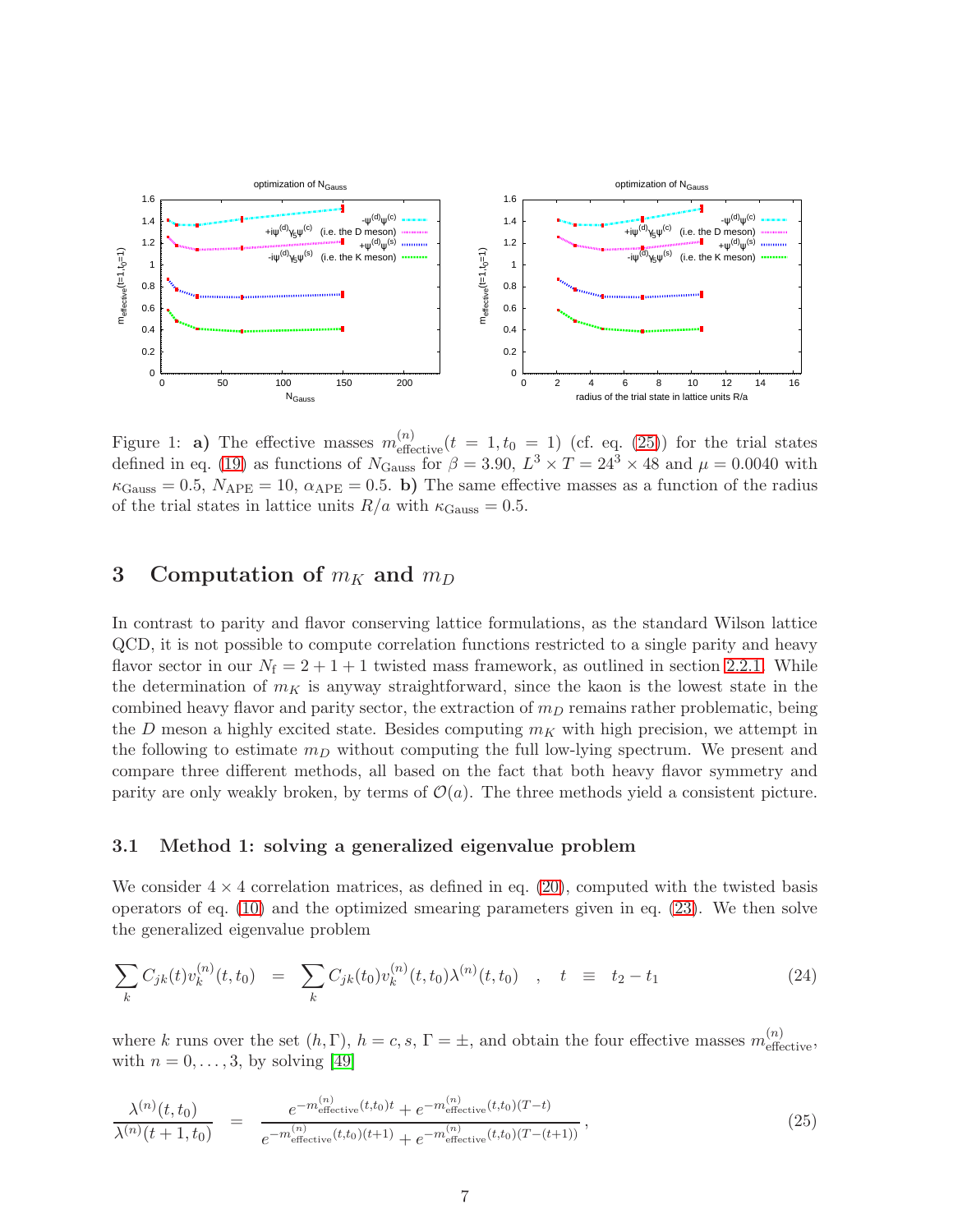Figure 1: **a)** The effective masses $m^{(n)}_{\textrm{effective}}(t = 1, t_0 = 1)$ (cf. eq. (25)) for the trial states defined in eq. (19) as functions of $N_{\textrm{Gauss}}$ for $\beta = 3.90$, $L^3 \times T = 24^3 \times 48$ and $\mu = 0.0040$ with $\kappa_{\textrm{Gauss}} = 0.5$, $N_{\textrm{APE}} = 10$, $\alpha_{\textrm{APE}} = 0.5$. **b)** The same effective masses as a function of the radius of the trial states in lattice units $R/a$ with $\kappa_{\textrm{Gauss}} = 0.5$.

## 3 Computation of $m_K$ and $m_D$

In contrast to parity and flavor conserving lattice formulations, as the standard Wilson lattice QCD, it is not possible to compute correlation functions restricted to a single parity and heavy flavor sector in our $N_{\textrm{f}} = 2 + 1 + 1$ twisted mass framework, as outlined in section 2.2.1. While the determination of $m_K$ is anyway straightforward, since the kaon is the lowest state in the combined heavy flavor and parity sector, the extraction of $m_D$ remains rather problematic, being the $D$ meson a highly excited state. Besides computing $m_K$ with high precision, we attempt in the following to estimate $m_D$ without computing the full low-lying spectrum. We present and compare three different methods, all based on the fact that both heavy flavor symmetry and parity are only weakly broken, by terms of $\mathcal{O}(a)$. The three methods yield a consistent picture.

### 3.1 Method 1: solving a generalized eigenvalue problem

We consider $4 \times 4$ correlation matrices, as defined in eq. (20), computed with the twisted basis operators of eq. (10) and the optimized smearing parameters given in eq. (23). We then solve the generalized eigenvalue problem

$$\sum_k C_{jk}(t) v^{(n)}_k(t, t_0) \quad = \quad \sum_k C_{jk}(t_0) v^{(n)}_k(t, t_0) \lambda^{(n)}(t, t_0) \quad , \quad t \quad \equiv \quad t_2 - t_1 \tag{24}$$

where $k$ runs over the set $(h, \Gamma)$, $h = c, s$, $\Gamma = \pm$, and obtain the four effective masses $m^{(n)}_{\textrm{effective}}$, with $n = 0, \ldots, 3$, by solving [49]

$$\frac{\lambda^{(n)}(t, t_0)}{\lambda^{(n)}(t + 1, t_0)} \quad = \quad \frac{e^{-m^{(n)}_{\textrm{effective}}(t,t_0)t} + e^{-m^{(n)}_{\textrm{effective}}(t,t_0)(T-t)}}{e^{-m^{(n)}_{\textrm{effective}}(t,t_0)(t+1)} + e^{-m^{(n)}_{\textrm{effective}}(t,t_0)(T-(t+1))}}, \tag{25}$$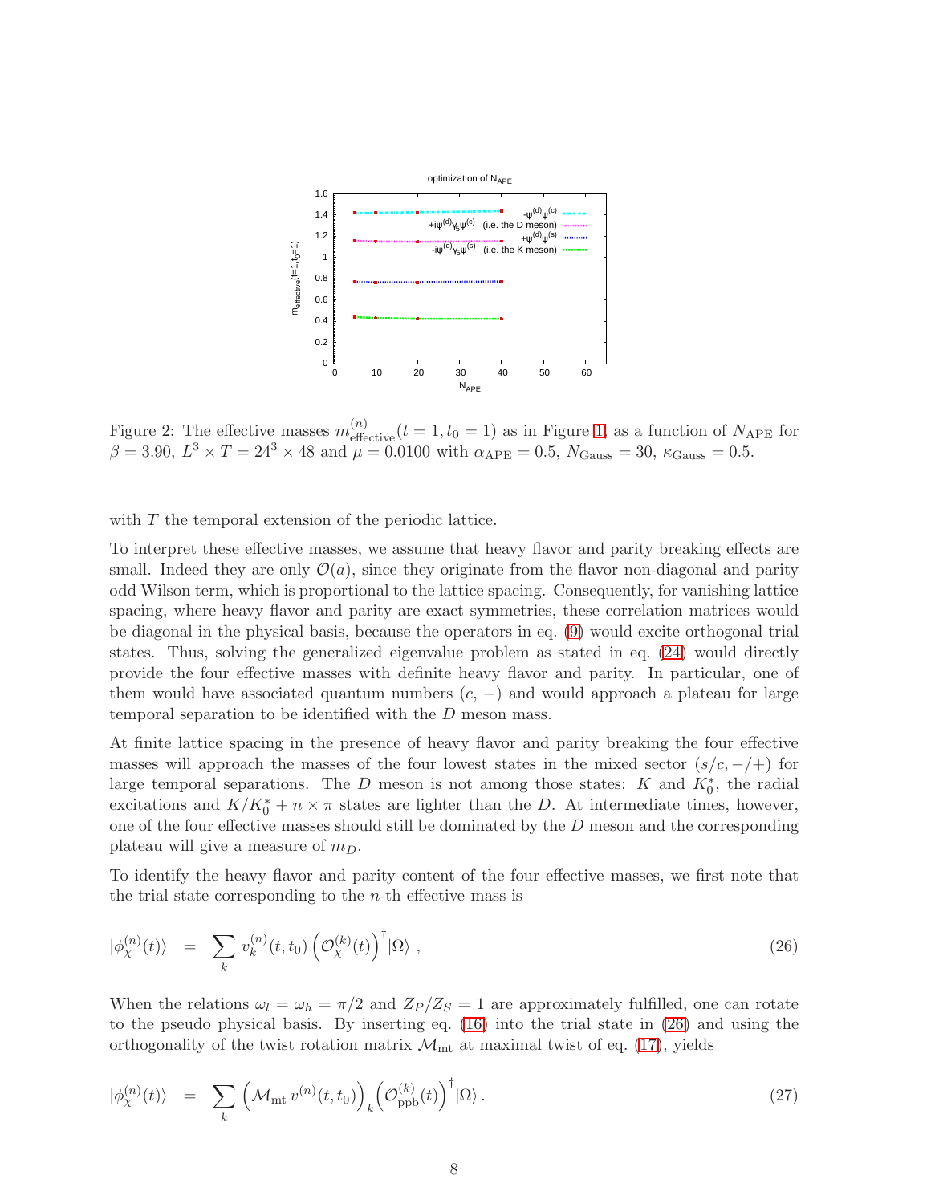Figure 2: The effective masses $m_{\text{effective}}^{(n)}(t=1, t_0=1)$ as in Figure 1, as a function of $N_{\text{APE}}$ for $\beta = 3.90$, $L^3 \times T = 24^3 \times 48$ and $\mu = 0.0100$ with $\alpha_{\text{APE}} = 0.5$, $N_{\text{Gauss}} = 30$, $\kappa_{\text{Gauss}} = 0.5$.

with $T$ the temporal extension of the periodic lattice.

To interpret these effective masses, we assume that heavy flavor and parity breaking effects are small. Indeed they are only $\mathcal{O}(a)$, since they originate from the flavor non-diagonal and parity odd Wilson term, which is proportional to the lattice spacing. Consequently, for vanishing lattice spacing, where heavy flavor and parity are exact symmetries, these correlation matrices would be diagonal in the physical basis, because the operators in eq. (9) would excite orthogonal trial states. Thus, solving the generalized eigenvalue problem as stated in eq. (24) would directly provide the four effective masses with definite heavy flavor and parity. In particular, one of them would have associated quantum numbers $(c, -)$ and would approach a plateau for large temporal separation to be identified with the $D$ meson mass.

At finite lattice spacing in the presence of heavy flavor and parity breaking the four effective masses will approach the masses of the four lowest states in the mixed sector $(s/c, -/+)$ for large temporal separations. The $D$ meson is not among those states: $K$ and $K_0^*$, the radial excitations and $K/K_0^* + n \times \pi$ states are lighter than the $D$. At intermediate times, however, one of the four effective masses should still be dominated by the $D$ meson and the corresponding plateau will give a measure of $m_D$.

To identify the heavy flavor and parity content of the four effective masses, we first note that the trial state corresponding to the $n$-th effective mass is

$$|\phi_\chi^{(n)}(t)\rangle \quad = \quad \sum_k v_k^{(n)}(t, t_0) \left(\mathcal{O}_\chi^{(k)}(t)\right)^\dagger |\Omega\rangle \; , \tag{26}$$

When the relations $\omega_l = \omega_h = \pi/2$ and $Z_P/Z_S = 1$ are approximately fulfilled, one can rotate to the pseudo physical basis. By inserting eq. (16) into the trial state in (26) and using the orthogonality of the twist rotation matrix $\mathcal{M}_{\text{mt}}$ at maximal twist of eq. (17), yields

$$|\phi_\chi^{(n)}(t)\rangle \quad = \quad \sum_k \left(\mathcal{M}_{\text{mt}} \, v^{(n)}(t, t_0)\right)_k \left(\mathcal{O}_{\text{ppb}}^{(k)}(t)\right)^\dagger |\Omega\rangle \, . \tag{27}$$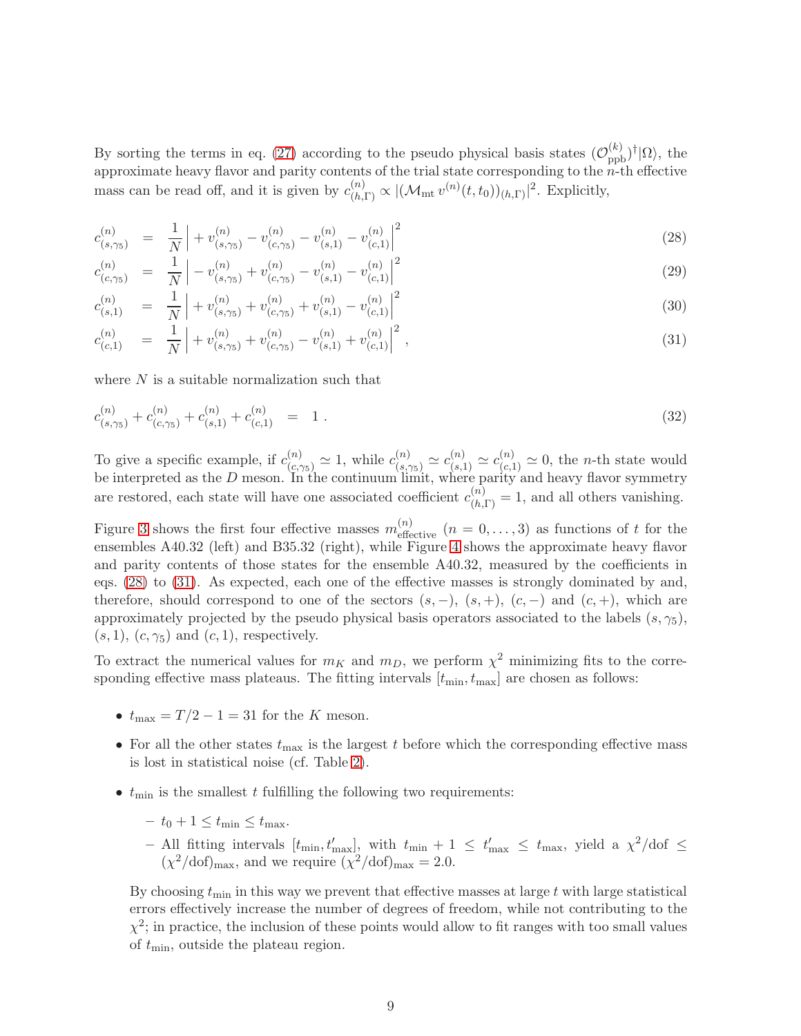By sorting the terms in eq. (27) according to the pseudo physical basis states $(\mathcal{O}^{(k)}_{\text{ppb}})^\dagger|\Omega\rangle$, the approximate heavy flavor and parity contents of the trial state corresponding to the $n$-th effective mass can be read off, and it is given by $c^{(n)}_{(h,\Gamma)} \propto |(\mathcal{M}_{\text{mt}}\, v^{(n)}(t,t_0))_{(h,\Gamma)}|^2$. Explicitly,

$$c^{(n)}_{(s,\gamma_5)} = \frac{1}{N}\Big| + v^{(n)}_{(s,\gamma_5)} - v^{(n)}_{(c,\gamma_5)} - v^{(n)}_{(s,1)} - v^{(n)}_{(c,1)}\Big|^2 \tag{28}$$

$$c^{(n)}_{(c,\gamma_5)} = \frac{1}{N}\Big| - v^{(n)}_{(s,\gamma_5)} + v^{(n)}_{(c,\gamma_5)} - v^{(n)}_{(s,1)} - v^{(n)}_{(c,1)}\Big|^2 \tag{29}$$

$$c^{(n)}_{(s,1)} = \frac{1}{N}\Big| + v^{(n)}_{(s,\gamma_5)} + v^{(n)}_{(c,\gamma_5)} + v^{(n)}_{(s,1)} - v^{(n)}_{(c,1)}\Big|^2 \tag{30}$$

$$c^{(n)}_{(c,1)} = \frac{1}{N}\Big| + v^{(n)}_{(s,\gamma_5)} + v^{(n)}_{(c,\gamma_5)} - v^{(n)}_{(s,1)} + v^{(n)}_{(c,1)}\Big|^2 , \tag{31}$$

where $N$ is a suitable normalization such that

$$c^{(n)}_{(s,\gamma_5)} + c^{(n)}_{(c,\gamma_5)} + c^{(n)}_{(s,1)} + c^{(n)}_{(c,1)} = 1 . \tag{32}$$

To give a specific example, if $c^{(n)}_{(c,\gamma_5)} \simeq 1$, while $c^{(n)}_{(s,\gamma_5)} \simeq c^{(n)}_{(s,1)} \simeq c^{(n)}_{(c,1)} \simeq 0$, the $n$-th state would be interpreted as the $D$ meson. In the continuum limit, where parity and heavy flavor symmetry are restored, each state will have one associated coefficient $c^{(n)}_{(h,\Gamma)} = 1$, and all others vanishing.

Figure 3 shows the first four effective masses $m^{(n)}_{\text{effective}}$ $(n = 0,\ldots,3)$ as functions of $t$ for the ensembles A40.32 (left) and B35.32 (right), while Figure 4 shows the approximate heavy flavor and parity contents of those states for the ensemble A40.32, measured by the coefficients in eqs. (28) to (31). As expected, each one of the effective masses is strongly dominated by and, therefore, should correspond to one of the sectors $(s,-)$, $(s,+)$, $(c,-)$ and $(c,+)$, which are approximately projected by the pseudo physical basis operators associated to the labels $(s,\gamma_5)$, $(s,1)$, $(c,\gamma_5)$ and $(c,1)$, respectively.

To extract the numerical values for $m_K$ and $m_D$, we perform $\chi^2$ minimizing fits to the corresponding effective mass plateaus. The fitting intervals $[t_{\min}, t_{\max}]$ are chosen as follows:

- $t_{\max} = T/2 - 1 = 31$ for the $K$ meson.
- For all the other states $t_{\max}$ is the largest $t$ before which the corresponding effective mass is lost in statistical noise (cf. Table 2).
- $t_{\min}$ is the smallest $t$ fulfilling the following two requirements:
  - $t_0 + 1 \leq t_{\min} \leq t_{\max}$.
  - All fitting intervals $[t_{\min}, t'_{\max}]$, with $t_{\min} + 1 \leq t'_{\max} \leq t_{\max}$, yield a $\chi^2/\text{dof} \leq (\chi^2/\text{dof})_{\max}$, and we require $(\chi^2/\text{dof})_{\max} = 2.0$.

  By choosing $t_{\min}$ in this way we prevent that effective masses at large $t$ with large statistical errors effectively increase the number of degrees of freedom, while not contributing to the $\chi^2$; in practice, the inclusion of these points would allow to fit ranges with too small values of $t_{\min}$, outside the plateau region.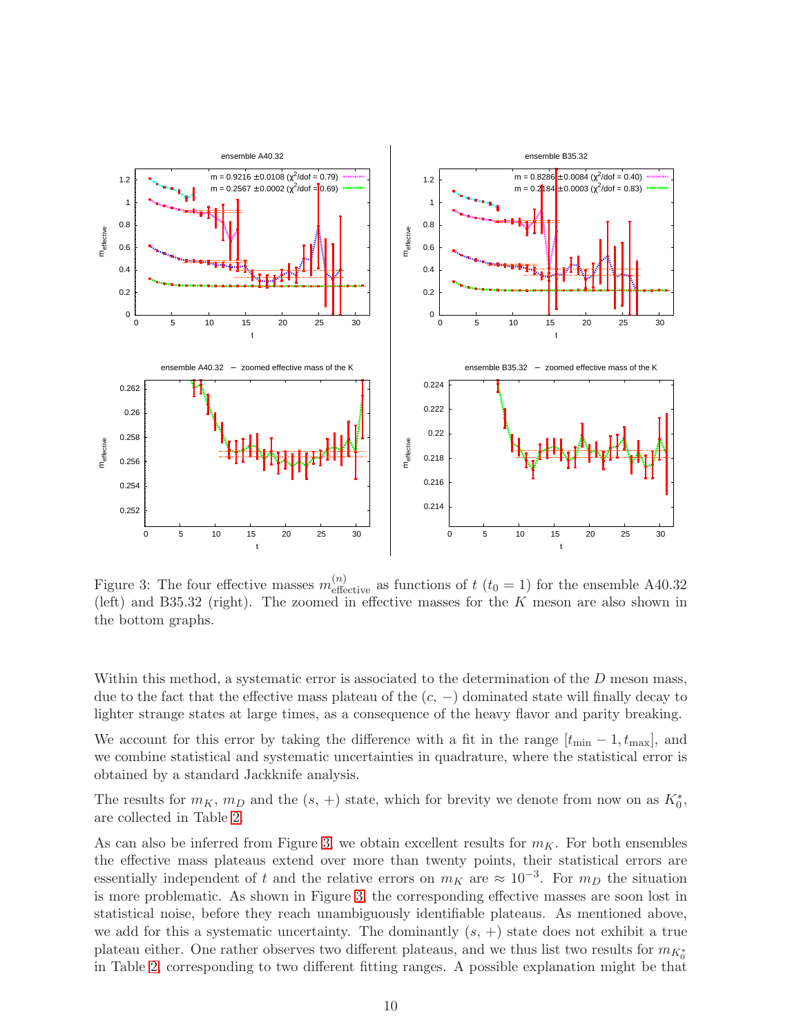Figure 3: The four effective masses $m^{(n)}_{\text{effective}}$ as functions of $t$ ($t_0 = 1$) for the ensemble A40.32 (left) and B35.32 (right). The zoomed in effective masses for the $K$ meson are also shown in the bottom graphs.

Within this method, a systematic error is associated to the determination of the $D$ meson mass, due to the fact that the effective mass plateau of the $(c, -)$ dominated state will finally decay to lighter strange states at large times, as a consequence of the heavy flavor and parity breaking.

We account for this error by taking the difference with a fit in the range $[t_{\min} - 1, t_{\max}]$, and we combine statistical and systematic uncertainties in quadrature, where the statistical error is obtained by a standard Jackknife analysis.

The results for $m_K$, $m_D$ and the $(s, +)$ state, which for brevity we denote from now on as $K_0^*$, are collected in Table 2.

As can also be inferred from Figure 3, we obtain excellent results for $m_K$. For both ensembles the effective mass plateaus extend over more than twenty points, their statistical errors are essentially independent of $t$ and the relative errors on $m_K$ are $\approx 10^{-3}$. For $m_D$ the situation is more problematic. As shown in Figure 3, the corresponding effective masses are soon lost in statistical noise, before they reach unambiguously identifiable plateaus. As mentioned above, we add for this a systematic uncertainty. The dominantly $(s, +)$ state does not exhibit a true plateau either. One rather observes two different plateaus, and we thus list two results for $m_{K_0^*}$ in Table 2, corresponding to two different fitting ranges. A possible explanation might be that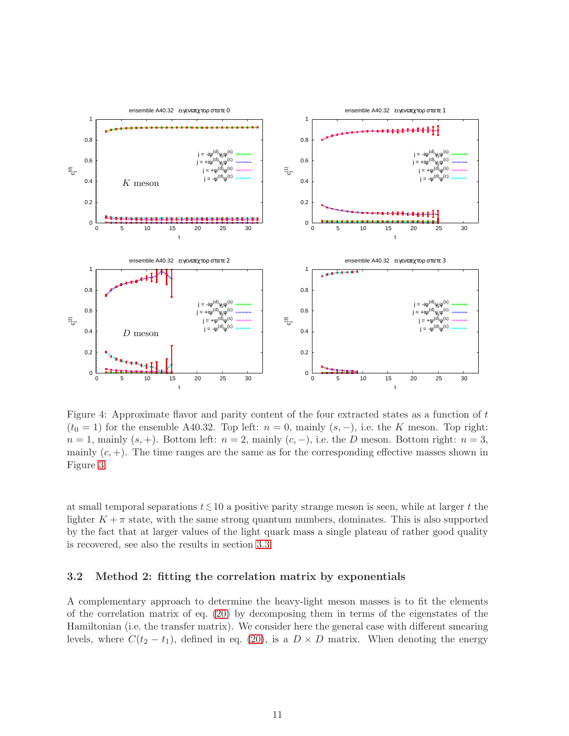Figure 4: Approximate flavor and parity content of the four extracted states as a function of $t$ ($t_0 = 1$) for the ensemble A40.32. Top left: $n = 0$, mainly $(s, -)$, i.e. the $K$ meson. Top right: $n = 1$, mainly $(s, +)$. Bottom left: $n = 2$, mainly $(c, -)$, i.e. the $D$ meson. Bottom right: $n = 3$, mainly $(c, +)$. The time ranges are the same as for the corresponding effective masses shown in Figure 3.

at small temporal separations $t \lesssim 10$ a positive parity strange meson is seen, while at larger $t$ the lighter $K + \pi$ state, with the same strong quantum numbers, dominates. This is also supported by the fact that at larger values of the light quark mass a single plateau of rather good quality is recovered, see also the results in section 3.3.

### 3.2 Method 2: fitting the correlation matrix by exponentials

A complementary approach to determine the heavy-light meson masses is to fit the elements of the correlation matrix of eq. (20) by decomposing them in terms of the eigenstates of the Hamiltonian (i.e. the transfer matrix). We consider here the general case with different smearing levels, where $C(t_2 - t_1)$, defined in eq. (20), is a $D \times D$ matrix. When denoting the energy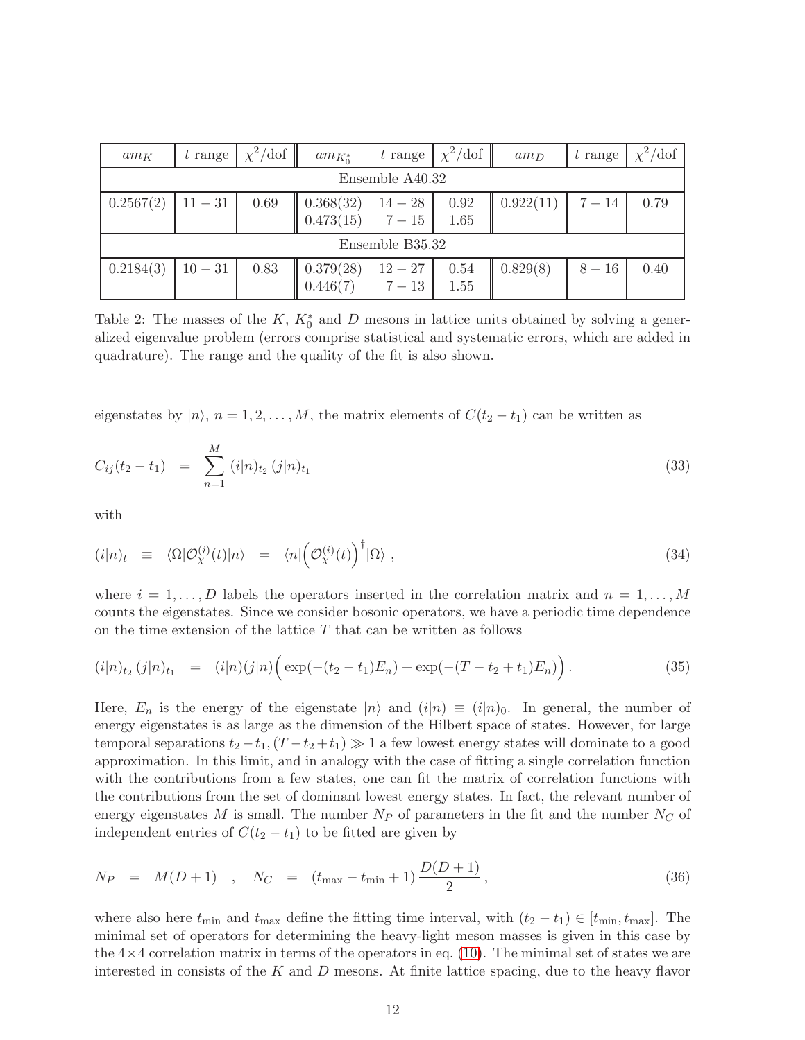| $am_K$ | $t$ range | $\chi^2/\text{dof}$ | $am_{K_0^*}$ | $t$ range | $\chi^2/\text{dof}$ | $am_D$ | $t$ range | $\chi^2/\text{dof}$ |
|---|---|---|---|---|---|---|---|---|
| Ensemble A40.32 | | | | | | | | |
| 0.2567(2) | $11-31$ | 0.69 | 0.368(32)<br>0.473(15) | $14-28$<br>$7-15$ | 0.92<br>1.65 | 0.922(11) | $7-14$ | 0.79 |
| Ensemble B35.32 | | | | | | | | |
| 0.2184(3) | $10-31$ | 0.83 | 0.379(28)<br>0.446(7) | $12-27$<br>$7-13$ | 0.54<br>1.55 | 0.829(8) | $8-16$ | 0.40 |

Table 2: The masses of the $K$, $K_0^*$ and $D$ mesons in lattice units obtained by solving a generalized eigenvalue problem (errors comprise statistical and systematic errors, which are added in quadrature). The range and the quality of the fit is also shown.

eigenstates by $|n\rangle$, $n = 1, 2, \ldots, M$, the matrix elements of $C(t_2 - t_1)$ can be written as

$$C_{ij}(t_2 - t_1) \quad = \quad \sum_{n=1}^{M} (i|n)_{t_2}\,(j|n)_{t_1} \tag{33}$$

with

$$(i|n)_t \quad \equiv \quad \langle \Omega|\mathcal{O}_\chi^{(i)}(t)|n\rangle \quad = \quad \langle n|\Big(\mathcal{O}_\chi^{(i)}(t)\Big)^\dagger|\Omega\rangle \;, \tag{34}$$

where $i = 1, \ldots, D$ labels the operators inserted in the correlation matrix and $n = 1, \ldots, M$ counts the eigenstates. Since we consider bosonic operators, we have a periodic time dependence on the time extension of the lattice $T$ that can be written as follows

$$(i|n)_{t_2}\,(j|n)_{t_1} \quad = \quad (i|n)(j|n)\Big(\exp(-(t_2-t_1)E_n) + \exp(-(T-t_2+t_1)E_n)\Big)\,. \tag{35}$$

Here, $E_n$ is the energy of the eigenstate $|n\rangle$ and $(i|n) \equiv (i|n)_0$. In general, the number of energy eigenstates is as large as the dimension of the Hilbert space of states. However, for large temporal separations $t_2 - t_1, (T - t_2 + t_1) \gg 1$ a few lowest energy states will dominate to a good approximation. In this limit, and in analogy with the case of fitting a single correlation function with the contributions from a few states, one can fit the matrix of correlation functions with the contributions from the set of dominant lowest energy states. In fact, the relevant number of energy eigenstates $M$ is small. The number $N_P$ of parameters in the fit and the number $N_C$ of independent entries of $C(t_2 - t_1)$ to be fitted are given by

$$N_P \quad = \quad M(D+1) \quad , \quad N_C \quad = \quad (t_{\max} - t_{\min} + 1)\,\frac{D(D+1)}{2}\,, \tag{36}$$

where also here $t_{\min}$ and $t_{\max}$ define the fitting time interval, with $(t_2 - t_1) \in [t_{\min}, t_{\max}]$. The minimal set of operators for determining the heavy-light meson masses is given in this case by the $4\times4$ correlation matrix in terms of the operators in eq. (10). The minimal set of states we are interested in consists of the $K$ and $D$ mesons. At finite lattice spacing, due to the heavy flavor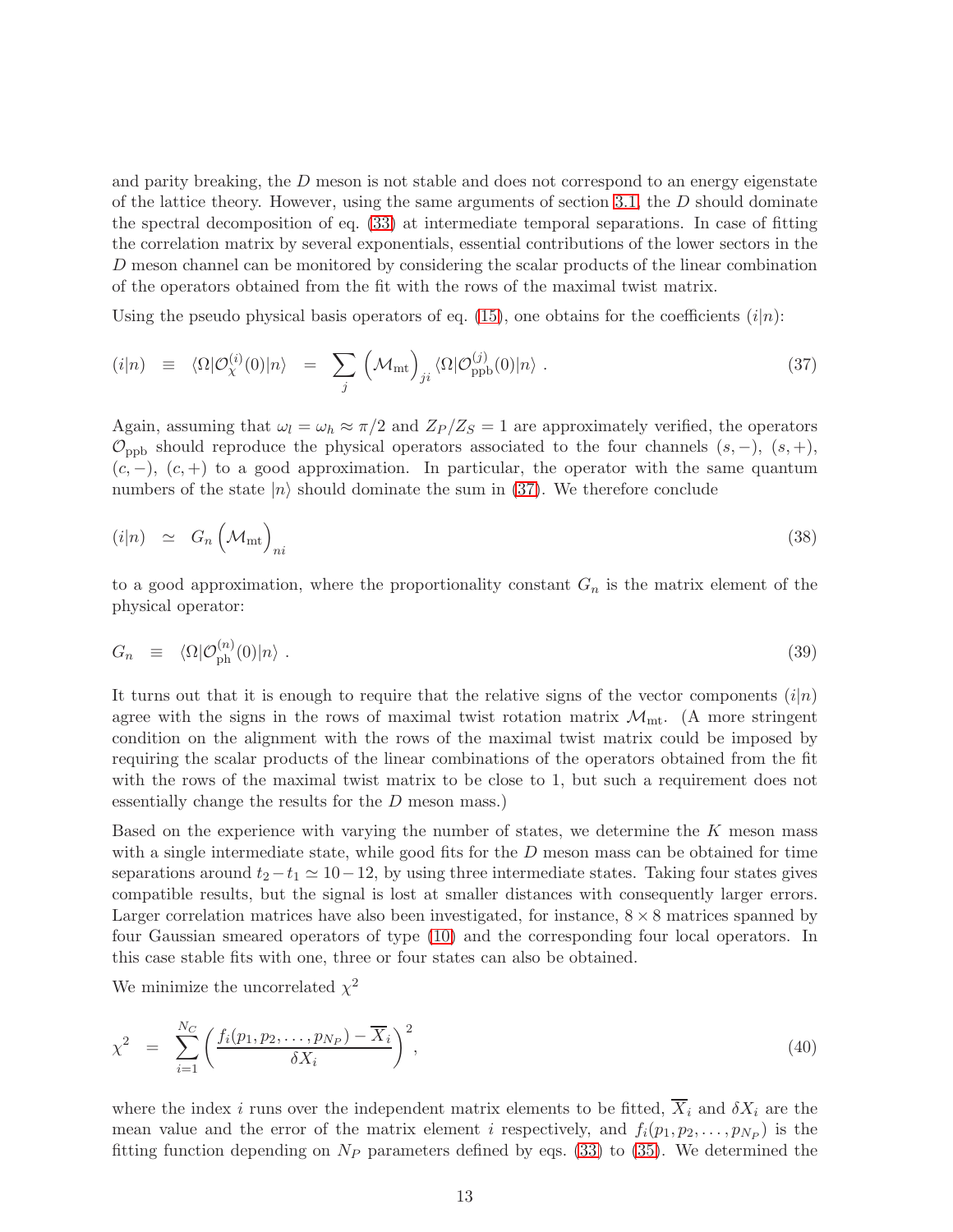and parity breaking, the $D$ meson is not stable and does not correspond to an energy eigenstate of the lattice theory. However, using the same arguments of section 3.1, the $D$ should dominate the spectral decomposition of eq. (33) at intermediate temporal separations. In case of fitting the correlation matrix by several exponentials, essential contributions of the lower sectors in the $D$ meson channel can be monitored by considering the scalar products of the linear combination of the operators obtained from the fit with the rows of the maximal twist matrix.

Using the pseudo physical basis operators of eq. (15), one obtains for the coefficients $(i|n)$:

$$(i|n) \quad \equiv \quad \langle \Omega | \mathcal{O}_{\chi}^{(i)}(0) | n \rangle \quad = \quad \sum_{j} \left( \mathcal{M}_{\rm mt} \right)_{ji} \langle \Omega | \mathcal{O}_{\rm ppb}^{(j)}(0) | n \rangle \ . \tag{37}$$

Again, assuming that $\omega_l = \omega_h \approx \pi/2$ and $Z_P/Z_S = 1$ are approximately verified, the operators $\mathcal{O}_{\rm ppb}$ should reproduce the physical operators associated to the four channels $(s,-)$, $(s,+)$, $(c,-)$, $(c,+)$ to a good approximation. In particular, the operator with the same quantum numbers of the state $|n\rangle$ should dominate the sum in (37). We therefore conclude

$$(i|n) \quad \simeq \quad G_n \left( \mathcal{M}_{\rm mt} \right)_{ni} \tag{38}$$

to a good approximation, where the proportionality constant $G_n$ is the matrix element of the physical operator:

$$G_n \quad \equiv \quad \langle \Omega | \mathcal{O}_{\rm ph}^{(n)}(0) | n \rangle \ . \tag{39}$$

It turns out that it is enough to require that the relative signs of the vector components $(i|n)$ agree with the signs in the rows of maximal twist rotation matrix $\mathcal{M}_{\rm mt}$. (A more stringent condition on the alignment with the rows of the maximal twist matrix could be imposed by requiring the scalar products of the linear combinations of the operators obtained from the fit with the rows of the maximal twist matrix to be close to 1, but such a requirement does not essentially change the results for the $D$ meson mass.)

Based on the experience with varying the number of states, we determine the $K$ meson mass with a single intermediate state, while good fits for the $D$ meson mass can be obtained for time separations around $t_2 - t_1 \simeq 10-12$, by using three intermediate states. Taking four states gives compatible results, but the signal is lost at smaller distances with consequently larger errors. Larger correlation matrices have also been investigated, for instance, $8 \times 8$ matrices spanned by four Gaussian smeared operators of type (10) and the corresponding four local operators. In this case stable fits with one, three or four states can also be obtained.

We minimize the uncorrelated $\chi^2$

$$\chi^2 \quad = \quad \sum_{i=1}^{N_C} \left( \frac{f_i(p_1, p_2, \ldots, p_{N_P}) - \overline{X}_i}{\delta X_i} \right)^2, \tag{40}$$

where the index $i$ runs over the independent matrix elements to be fitted, $\overline{X}_i$ and $\delta X_i$ are the mean value and the error of the matrix element $i$ respectively, and $f_i(p_1, p_2, \ldots, p_{N_P})$ is the fitting function depending on $N_P$ parameters defined by eqs. (33) to (35). We determined the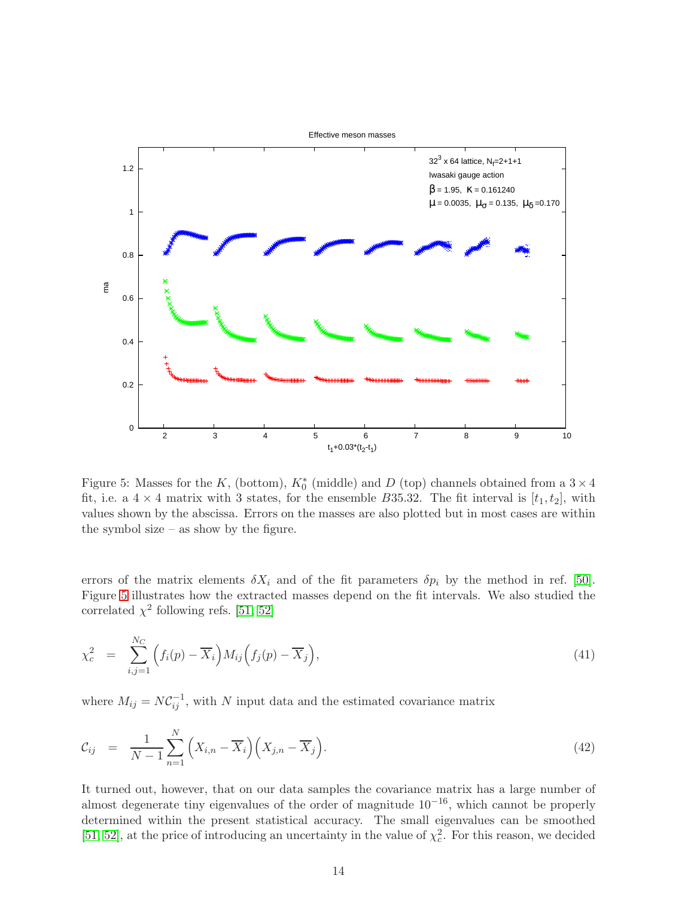Figure 5: Masses for the $K$, (bottom), $K_0^*$ (middle) and $D$ (top) channels obtained from a $3 \times 4$ fit, i.e. a $4 \times 4$ matrix with 3 states, for the ensemble $B35.32$. The fit interval is $[t_1, t_2]$, with values shown by the abscissa. Errors on the masses are also plotted but in most cases are within the symbol size – as show by the figure.

errors of the matrix elements $\delta X_i$ and of the fit parameters $\delta p_i$ by the method in ref. [50]. Figure 5 illustrates how the extracted masses depend on the fit intervals. We also studied the correlated $\chi^2$ following refs. [51, 52]

$$\chi_c^2 = \sum_{i,j=1}^{N_C} \Big( f_i(p) - \overline{X}_i \Big) M_{ij} \Big( f_j(p) - \overline{X}_j \Big), \tag{41}$$

where $M_{ij} = N \mathcal{C}_{ij}^{-1}$, with $N$ input data and the estimated covariance matrix

$$\mathcal{C}_{ij} = \frac{1}{N-1} \sum_{n=1}^{N} \Big( X_{i,n} - \overline{X}_i \Big) \Big( X_{j,n} - \overline{X}_j \Big). \tag{42}$$

It turned out, however, that on our data samples the covariance matrix has a large number of almost degenerate tiny eigenvalues of the order of magnitude $10^{-16}$, which cannot be properly determined within the present statistical accuracy. The small eigenvalues can be smoothed [51, 52], at the price of introducing an uncertainty in the value of $\chi_c^2$. For this reason, we decided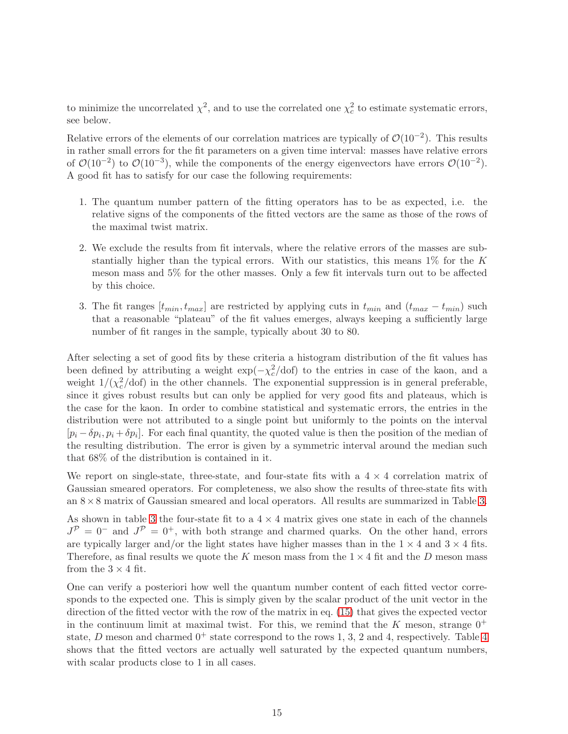to minimize the uncorrelated $\chi^2$, and to use the correlated one $\chi^2_c$ to estimate systematic errors, see below.

Relative errors of the elements of our correlation matrices are typically of $\mathcal{O}(10^{-2})$. This results in rather small errors for the fit parameters on a given time interval: masses have relative errors of $\mathcal{O}(10^{-2})$ to $\mathcal{O}(10^{-3})$, while the components of the energy eigenvectors have errors $\mathcal{O}(10^{-2})$. A good fit has to satisfy for our case the following requirements:

1. The quantum number pattern of the fitting operators has to be as expected, i.e. the relative signs of the components of the fitted vectors are the same as those of the rows of the maximal twist matrix.

2. We exclude the results from fit intervals, where the relative errors of the masses are substantially higher than the typical errors. With our statistics, this means 1% for the $K$ meson mass and 5% for the other masses. Only a few fit intervals turn out to be affected by this choice.

3. The fit ranges $[t_{min}, t_{max}]$ are restricted by applying cuts in $t_{min}$ and $(t_{max} - t_{min})$ such that a reasonable "plateau" of the fit values emerges, always keeping a sufficiently large number of fit ranges in the sample, typically about 30 to 80.

After selecting a set of good fits by these criteria a histogram distribution of the fit values has been defined by attributing a weight $\exp(-\chi^2_c/\mathrm{dof})$ to the entries in case of the kaon, and a weight $1/(\chi^2_c/\mathrm{dof})$ in the other channels. The exponential suppression is in general preferable, since it gives robust results but can only be applied for very good fits and plateaus, which is the case for the kaon. In order to combine statistical and systematic errors, the entries in the distribution were not attributed to a single point but uniformly to the points on the interval $[p_i - \delta p_i, p_i + \delta p_i]$. For each final quantity, the quoted value is then the position of the median of the resulting distribution. The error is given by a symmetric interval around the median such that 68% of the distribution is contained in it.

We report on single-state, three-state, and four-state fits with a $4 \times 4$ correlation matrix of Gaussian smeared operators. For completeness, we also show the results of three-state fits with an $8 \times 8$ matrix of Gaussian smeared and local operators. All results are summarized in Table 3.

As shown in table 3 the four-state fit to a $4 \times 4$ matrix gives one state in each of the channels $J^{\mathcal{P}} = 0^-$ and $J^{\mathcal{P}} = 0^+$, with both strange and charmed quarks. On the other hand, errors are typically larger and/or the light states have higher masses than in the $1 \times 4$ and $3 \times 4$ fits. Therefore, as final results we quote the $K$ meson mass from the $1 \times 4$ fit and the $D$ meson mass from the $3 \times 4$ fit.

One can verify a posteriori how well the quantum number content of each fitted vector corresponds to the expected one. This is simply given by the scalar product of the unit vector in the direction of the fitted vector with the row of the matrix in eq. (15) that gives the expected vector in the continuum limit at maximal twist. For this, we remind that the $K$ meson, strange $0^+$ state, $D$ meson and charmed $0^+$ state correspond to the rows 1, 3, 2 and 4, respectively. Table 4 shows that the fitted vectors are actually well saturated by the expected quantum numbers, with scalar products close to 1 in all cases.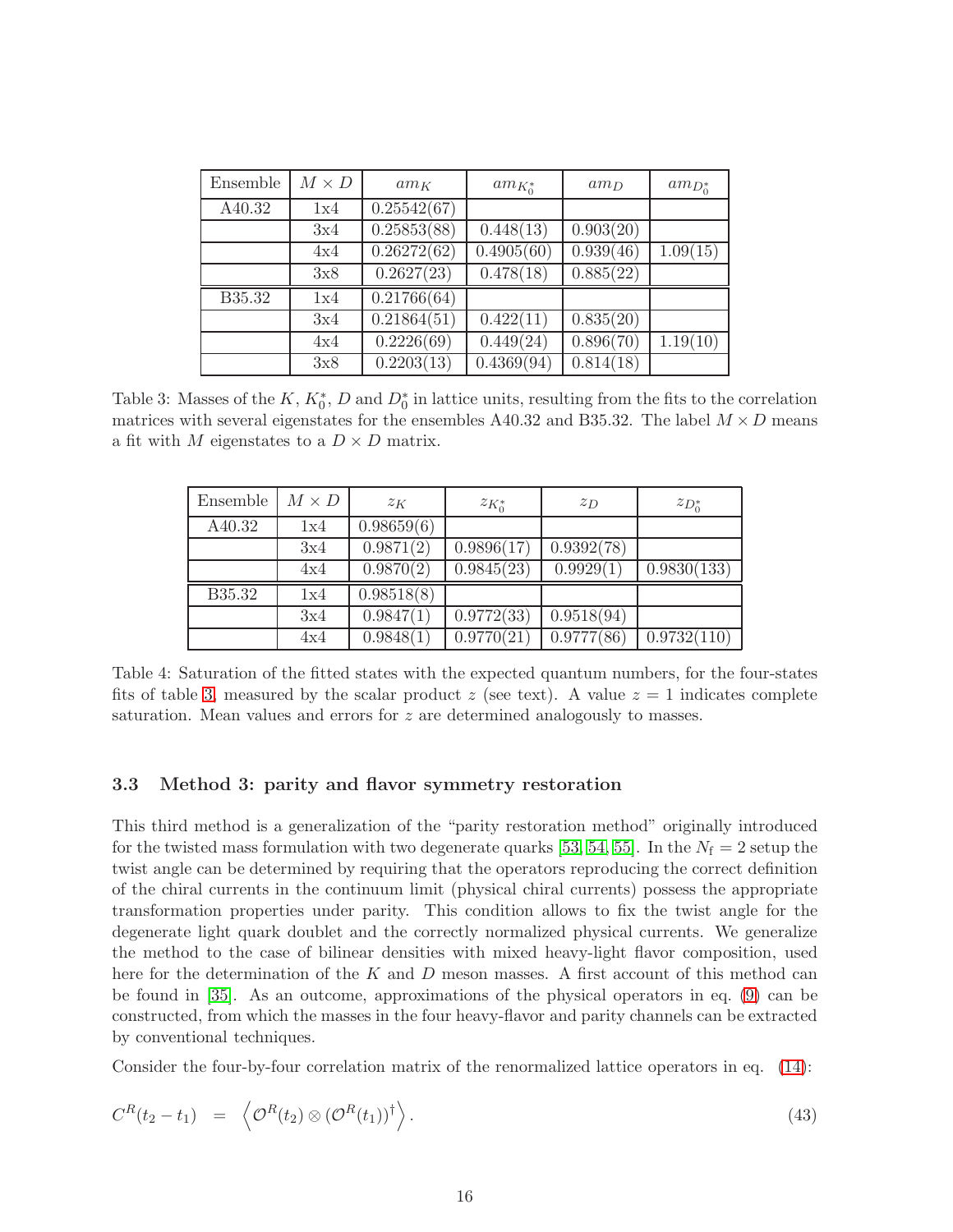| Ensemble | $M \times D$ | $am_K$ | $am_{K_0^*}$ | $am_D$ | $am_{D_0^*}$ |
| --- | --- | --- | --- | --- | --- |
| A40.32 | 1x4 | 0.25542(67) | | | |
| | 3x4 | 0.25853(88) | 0.448(13) | 0.903(20) | |
| | 4x4 | 0.26272(62) | 0.4905(60) | 0.939(46) | 1.09(15) |
| | 3x8 | 0.2627(23) | 0.478(18) | 0.885(22) | |
| B35.32 | 1x4 | 0.21766(64) | | | |
| | 3x4 | 0.21864(51) | 0.422(11) | 0.835(20) | |
| | 4x4 | 0.2226(69) | 0.449(24) | 0.896(70) | 1.19(10) |
| | 3x8 | 0.2203(13) | 0.4369(94) | 0.814(18) | |

Table 3: Masses of the $K$, $K_0^*$, $D$ and $D_0^*$ in lattice units, resulting from the fits to the correlation matrices with several eigenstates for the ensembles A40.32 and B35.32. The label $M \times D$ means a fit with $M$ eigenstates to a $D \times D$ matrix.

| Ensemble | $M \times D$ | $z_K$ | $z_{K_0^*}$ | $z_D$ | $z_{D_0^*}$ |
| --- | --- | --- | --- | --- | --- |
| A40.32 | 1x4 | 0.98659(6) | | | |
| | 3x4 | 0.9871(2) | 0.9896(17) | 0.9392(78) | |
| | 4x4 | 0.9870(2) | 0.9845(23) | 0.9929(1) | 0.9830(133) |
| B35.32 | 1x4 | 0.98518(8) | | | |
| | 3x4 | 0.9847(1) | 0.9772(33) | 0.9518(94) | |
| | 4x4 | 0.9848(1) | 0.9770(21) | 0.9777(86) | 0.9732(110) |

Table 4: Saturation of the fitted states with the expected quantum numbers, for the four-states fits of table 3, measured by the scalar product $z$ (see text). A value $z = 1$ indicates complete saturation. Mean values and errors for $z$ are determined analogously to masses.

### 3.3 Method 3: parity and flavor symmetry restoration

This third method is a generalization of the "parity restoration method" originally introduced for the twisted mass formulation with two degenerate quarks [53, 54, 55]. In the $N_\mathrm{f} = 2$ setup the twist angle can be determined by requiring that the operators reproducing the correct definition of the chiral currents in the continuum limit (physical chiral currents) possess the appropriate transformation properties under parity. This condition allows to fix the twist angle for the degenerate light quark doublet and the correctly normalized physical currents. We generalize the method to the case of bilinear densities with mixed heavy-light flavor composition, used here for the determination of the $K$ and $D$ meson masses. A first account of this method can be found in [35]. As an outcome, approximations of the physical operators in eq. (9) can be constructed, from which the masses in the four heavy-flavor and parity channels can be extracted by conventional techniques.

Consider the four-by-four correlation matrix of the renormalized lattice operators in eq. (14):

$$C^R(t_2 - t_1) \quad = \quad \left\langle \mathcal{O}^R(t_2) \otimes (\mathcal{O}^R(t_1))^\dagger \right\rangle . \tag{43}$$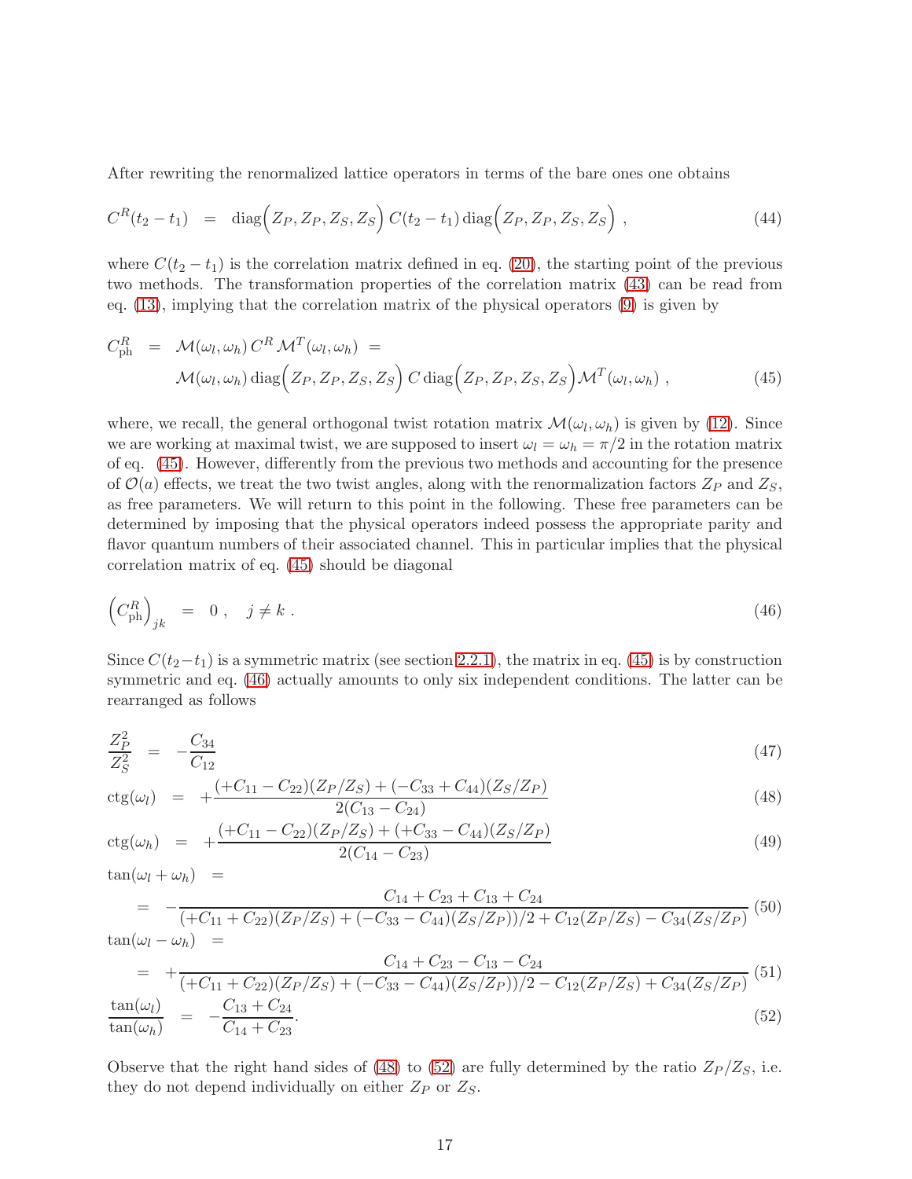After rewriting the renormalized lattice operators in terms of the bare ones one obtains

$$C^R(t_2 - t_1) \;=\; \mathrm{diag}\Big(Z_P, Z_P, Z_S, Z_S\Big)\, C(t_2 - t_1)\, \mathrm{diag}\Big(Z_P, Z_P, Z_S, Z_S\Big) \;, \tag{44}$$

where $C(t_2 - t_1)$ is the correlation matrix defined in eq. (20), the starting point of the previous two methods. The transformation properties of the correlation matrix (43) can be read from eq. (13), implying that the correlation matrix of the physical operators (9) is given by

$$\begin{aligned} C^R_{\mathrm{ph}} \;&=\; \mathcal{M}(\omega_l, \omega_h)\, C^R\, \mathcal{M}^T(\omega_l, \omega_h) \;= \\ &\mathcal{M}(\omega_l, \omega_h)\, \mathrm{diag}\Big(Z_P, Z_P, Z_S, Z_S\Big)\, C\, \mathrm{diag}\Big(Z_P, Z_P, Z_S, Z_S\Big)\mathcal{M}^T(\omega_l, \omega_h) \;, \end{aligned} \tag{45}$$

where, we recall, the general orthogonal twist rotation matrix $\mathcal{M}(\omega_l, \omega_h)$ is given by (12). Since we are working at maximal twist, we are supposed to insert $\omega_l = \omega_h = \pi/2$ in the rotation matrix of eq. (45). However, differently from the previous two methods and accounting for the presence of $\mathcal{O}(a)$ effects, we treat the two twist angles, along with the renormalization factors $Z_P$ and $Z_S$, as free parameters. We will return to this point in the following. These free parameters can be determined by imposing that the physical operators indeed possess the appropriate parity and flavor quantum numbers of their associated channel. This in particular implies that the physical correlation matrix of eq. (45) should be diagonal

$$\Big(C^R_{\mathrm{ph}}\Big)_{jk} \;=\; 0 \;, \quad j \neq k \;. \tag{46}$$

Since $C(t_2 - t_1)$ is a symmetric matrix (see section 2.2.1), the matrix in eq. (45) is by construction symmetric and eq. (46) actually amounts to only six independent conditions. The latter can be rearranged as follows

$$\frac{Z_P^2}{Z_S^2} \;=\; -\frac{C_{34}}{C_{12}} \tag{47}$$

$$\mathrm{ctg}(\omega_l) \;=\; +\frac{(+C_{11} - C_{22})(Z_P/Z_S) + (-C_{33} + C_{44})(Z_S/Z_P)}{2(C_{13} - C_{24})} \tag{48}$$

$$\mathrm{ctg}(\omega_h) \;=\; +\frac{(+C_{11} - C_{22})(Z_P/Z_S) + (+C_{33} - C_{44})(Z_S/Z_P)}{2(C_{14} - C_{23})} \tag{49}$$

$$\tan(\omega_l + \omega_h) \;= \;-\frac{C_{14} + C_{23} + C_{13} + C_{24}}{(+C_{11} + C_{22})(Z_P/Z_S) + (-C_{33} - C_{44})(Z_S/Z_P))/2 + C_{12}(Z_P/Z_S) - C_{34}(Z_S/Z_P)} \tag{50}$$

$$\tan(\omega_l - \omega_h) \;= \;+\frac{C_{14} + C_{23} - C_{13} - C_{24}}{(+C_{11} + C_{22})(Z_P/Z_S) + (-C_{33} - C_{44})(Z_S/Z_P))/2 - C_{12}(Z_P/Z_S) + C_{34}(Z_S/Z_P)} \tag{51}$$

$$\frac{\tan(\omega_l)}{\tan(\omega_h)} \;=\; -\frac{C_{13} + C_{24}}{C_{14} + C_{23}}. \tag{52}$$

Observe that the right hand sides of (48) to (52) are fully determined by the ratio $Z_P/Z_S$, i.e. they do not depend individually on either $Z_P$ or $Z_S$.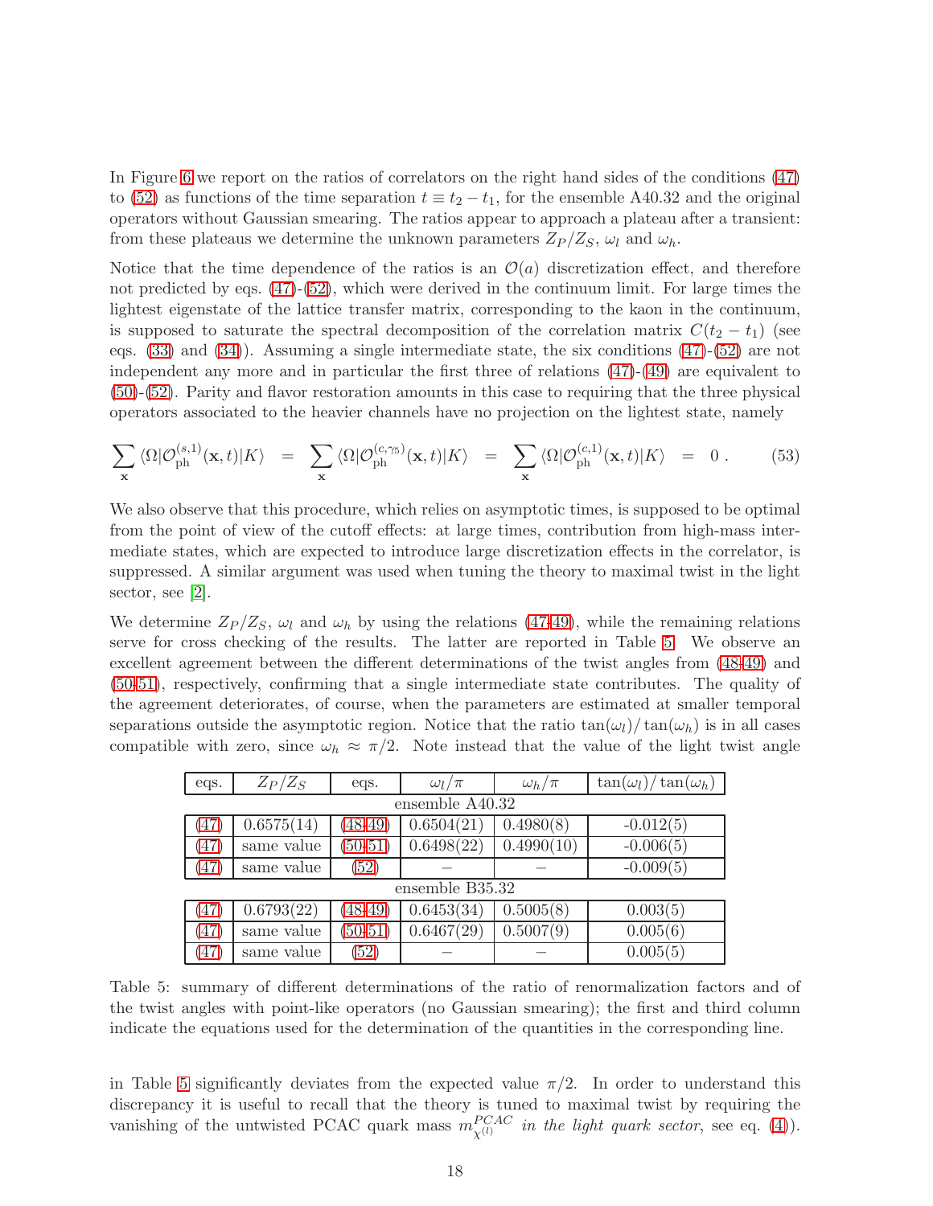In Figure 6 we report on the ratios of correlators on the right hand sides of the conditions (47) to (52) as functions of the time separation $t \equiv t_2 - t_1$, for the ensemble A40.32 and the original operators without Gaussian smearing. The ratios appear to approach a plateau after a transient: from these plateaus we determine the unknown parameters $Z_P/Z_S$, $\omega_l$ and $\omega_h$.

Notice that the time dependence of the ratios is an $\mathcal{O}(a)$ discretization effect, and therefore not predicted by eqs. (47)-(52), which were derived in the continuum limit. For large times the lightest eigenstate of the lattice transfer matrix, corresponding to the kaon in the continuum, is supposed to saturate the spectral decomposition of the correlation matrix $C(t_2 - t_1)$ (see eqs. (33) and (34)). Assuming a single intermediate state, the six conditions (47)-(52) are not independent any more and in particular the first three of relations (47)-(49) are equivalent to (50)-(52). Parity and flavor restoration amounts in this case to requiring that the three physical operators associated to the heavier channels have no projection on the lightest state, namely

$$\sum_{\mathbf{x}} \langle \Omega | \mathcal{O}_{\rm ph}^{(s,1)}(\mathbf{x},t) | K \rangle \;=\; \sum_{\mathbf{x}} \langle \Omega | \mathcal{O}_{\rm ph}^{(c,\gamma_5)}(\mathbf{x},t) | K \rangle \;=\; \sum_{\mathbf{x}} \langle \Omega | \mathcal{O}_{\rm ph}^{(c,1)}(\mathbf{x},t) | K \rangle \;=\; 0 \,. \qquad (53)$$

We also observe that this procedure, which relies on asymptotic times, is supposed to be optimal from the point of view of the cutoff effects: at large times, contribution from high-mass intermediate states, which are expected to introduce large discretization effects in the correlator, is suppressed. A similar argument was used when tuning the theory to maximal twist in the light sector, see [2].

We determine $Z_P/Z_S$, $\omega_l$ and $\omega_h$ by using the relations (47-49), while the remaining relations serve for cross checking of the results. The latter are reported in Table 5. We observe an excellent agreement between the different determinations of the twist angles from (48-49) and (50-51), respectively, confirming that a single intermediate state contributes. The quality of the agreement deteriorates, of course, when the parameters are estimated at smaller temporal separations outside the asymptotic region. Notice that the ratio $\tan(\omega_l)/\tan(\omega_h)$ is in all cases compatible with zero, since $\omega_h \approx \pi/2$. Note instead that the value of the light twist angle

| eqs. | $Z_P/Z_S$ | eqs. | $\omega_l/\pi$ | $\omega_h/\pi$ | $\tan(\omega_l)/\tan(\omega_h)$ |
|---|---|---|---|---|---|
| ensemble A40.32 | | | | | |
| (47) | 0.6575(14) | (48-49) | 0.6504(21) | 0.4980(8) | -0.012(5) |
| (47) | same value | (50-51) | 0.6498(22) | 0.4990(10) | -0.006(5) |
| (47) | same value | (52) | – | – | -0.009(5) |
| ensemble B35.32 | | | | | |
| (47) | 0.6793(22) | (48-49) | 0.6453(34) | 0.5005(8) | 0.003(5) |
| (47) | same value | (50-51) | 0.6467(29) | 0.5007(9) | 0.005(6) |
| (47) | same value | (52) | – | – | 0.005(5) |

Table 5: summary of different determinations of the ratio of renormalization factors and of the twist angles with point-like operators (no Gaussian smearing); the first and third column indicate the equations used for the determination of the quantities in the corresponding line.

in Table 5 significantly deviates from the expected value $\pi/2$. In order to understand this discrepancy it is useful to recall that the theory is tuned to maximal twist by requiring the vanishing of the untwisted PCAC quark mass $m_{\chi^{(l)}}^{PCAC}$ *in the light quark sector*, see eq. (4)).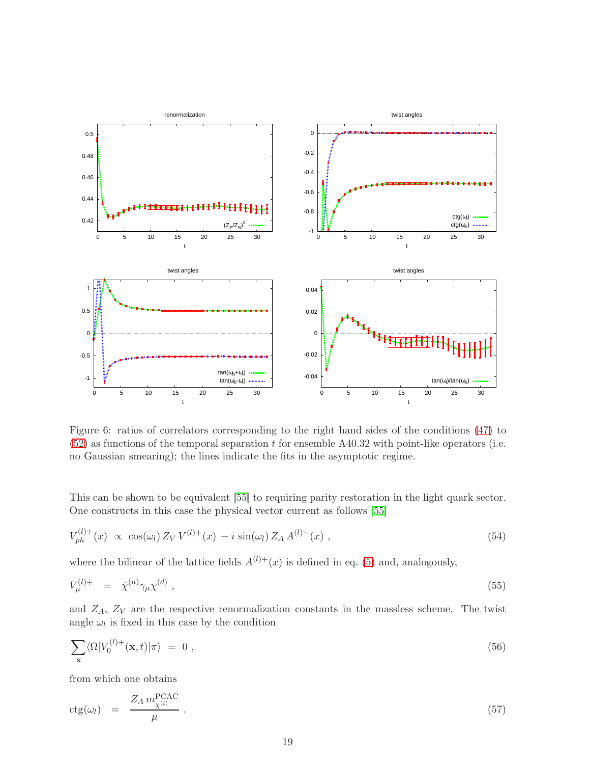Figure 6: ratios of correlators corresponding to the right hand sides of the conditions (47) to (52) as functions of the temporal separation $t$ for ensemble A40.32 with point-like operators (i.e. no Gaussian smearing); the lines indicate the fits in the asymptotic regime.

This can be shown to be equivalent [55] to requiring parity restoration in the light quark sector. One constructs in this case the physical vector current as follows [55]

$$V_{ph}^{(l)+}(x) \;\propto\; \cos(\omega_l)\, Z_V\, V^{(l)+}(x) \;-\, i\, \sin(\omega_l)\, Z_A\, A^{(l)+}(x) \;, \tag{54}$$

where the bilinear of the lattice fields $A^{(l)+}(x)$ is defined in eq. (5) and, analogously,

$$V_\mu^{(l)+} \;=\; \bar{\chi}^{(u)}\gamma_\mu \chi^{(d)} \;, \tag{55}$$

and $Z_A$, $Z_V$ are the respective renormalization constants in the massless scheme. The twist angle $\omega_l$ is fixed in this case by the condition

$$\sum_{\mathbf{x}} \langle \Omega | V_0^{(l)+}(\mathbf{x}, t) | \pi \rangle \;=\; 0 \;, \tag{56}$$

from which one obtains

$$\mathrm{ctg}(\omega_l) \;=\; \frac{Z_A\, m^{\mathrm{PCAC}}_{\chi^{(l)}}}{\mu} \;. \tag{57}$$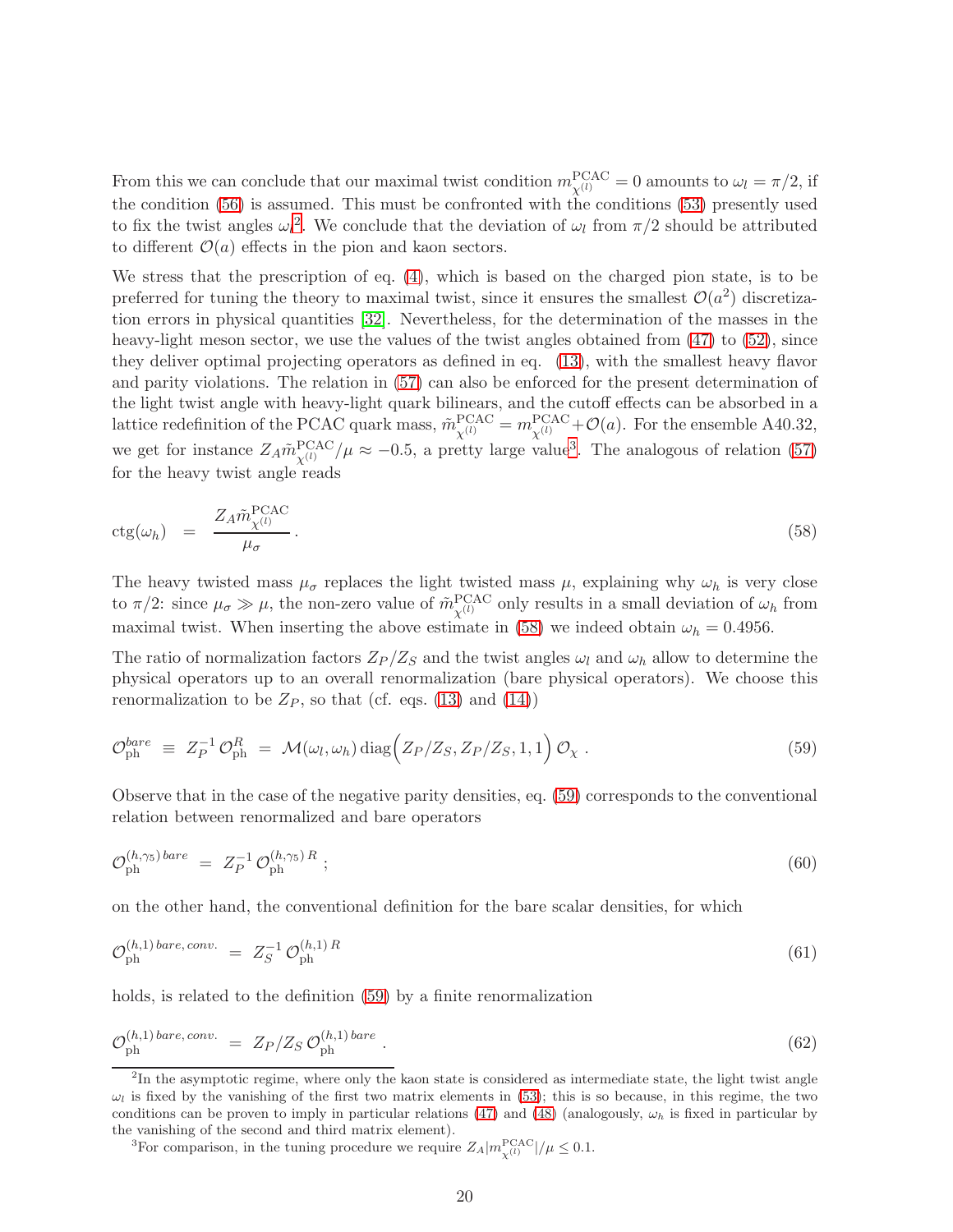From this we can conclude that our maximal twist condition $m^{\rm PCAC}_{\chi^{(l)}} = 0$ amounts to $\omega_l = \pi/2$, if the condition (56) is assumed. This must be confronted with the conditions (53) presently used to fix the twist angles $\omega_l$[2]. We conclude that the deviation of $\omega_l$ from $\pi/2$ should be attributed to different $\mathcal{O}(a)$ effects in the pion and kaon sectors.

We stress that the prescription of eq. (4), which is based on the charged pion state, is to be preferred for tuning the theory to maximal twist, since it ensures the smallest $\mathcal{O}(a^2)$ discretization errors in physical quantities [32]. Nevertheless, for the determination of the masses in the heavy-light meson sector, we use the values of the twist angles obtained from (47) to (52), since they deliver optimal projecting operators as defined in eq. (13), with the smallest heavy flavor and parity violations. The relation in (57) can also be enforced for the present determination of the light twist angle with heavy-light quark bilinears, and the cutoff effects can be absorbed in a lattice redefinition of the PCAC quark mass, $\tilde{m}^{\rm PCAC}_{\chi^{(l)}} = m^{\rm PCAC}_{\chi^{(l)}} + \mathcal{O}(a)$. For the ensemble A40.32, we get for instance $Z_A \tilde{m}^{\rm PCAC}_{\chi^{(l)}}/\mu \approx -0.5$, a pretty large value[3]. The analogous of relation (57) for the heavy twist angle reads

$$
\mathrm{ctg}(\omega_h) \;=\; \frac{Z_A \tilde{m}^{\rm PCAC}_{\chi^{(l)}}}{\mu_\sigma} \, . \tag{58}
$$

The heavy twisted mass $\mu_\sigma$ replaces the light twisted mass $\mu$, explaining why $\omega_h$ is very close to $\pi/2$: since $\mu_\sigma \gg \mu$, the non-zero value of $\tilde{m}^{\rm PCAC}_{\chi^{(l)}}$ only results in a small deviation of $\omega_h$ from maximal twist. When inserting the above estimate in (58) we indeed obtain $\omega_h = 0.4956$.

The ratio of normalization factors $Z_P/Z_S$ and the twist angles $\omega_l$ and $\omega_h$ allow to determine the physical operators up to an overall renormalization (bare physical operators). We choose this renormalization to be $Z_P$, so that (cf. eqs. (13) and (14))

$$
\mathcal{O}^{bare}_{\rm ph} \;\equiv\; Z_P^{-1}\, \mathcal{O}^{R}_{\rm ph} \;=\; \mathcal{M}(\omega_l, \omega_h)\, \mathrm{diag}\Big(Z_P/Z_S, Z_P/Z_S, 1, 1\Big)\, \mathcal{O}_\chi \, . \tag{59}
$$

Observe that in the case of the negative parity densities, eq. (59) corresponds to the conventional relation between renormalized and bare operators

$$
\mathcal{O}^{(h,\gamma_5)\, bare}_{\rm ph} \;=\; Z_P^{-1}\, \mathcal{O}^{(h,\gamma_5)\, R}_{\rm ph} \, ; \tag{60}
$$

on the other hand, the conventional definition for the bare scalar densities, for which

$$
\mathcal{O}^{(h,1)\, bare,\, conv.}_{\rm ph} \;=\; Z_S^{-1}\, \mathcal{O}^{(h,1)\, R}_{\rm ph} \tag{61}
$$

holds, is related to the definition (59) by a finite renormalization

$$
\mathcal{O}^{(h,1)\, bare,\, conv.}_{\rm ph} \;=\; Z_P/Z_S\, \mathcal{O}^{(h,1)\, bare}_{\rm ph} \, . \tag{62}
$$

---

[2] In the asymptotic regime, where only the kaon state is considered as intermediate state, the light twist angle $\omega_l$ is fixed by the vanishing of the first two matrix elements in (53); this is so because, in this regime, the two conditions can be proven to imply in particular relations (47) and (48) (analogously, $\omega_h$ is fixed in particular by the vanishing of the second and third matrix element).

[3] For comparison, in the tuning procedure we require $Z_A |m^{\rm PCAC}_{\chi^{(l)}}|/\mu \leq 0.1$.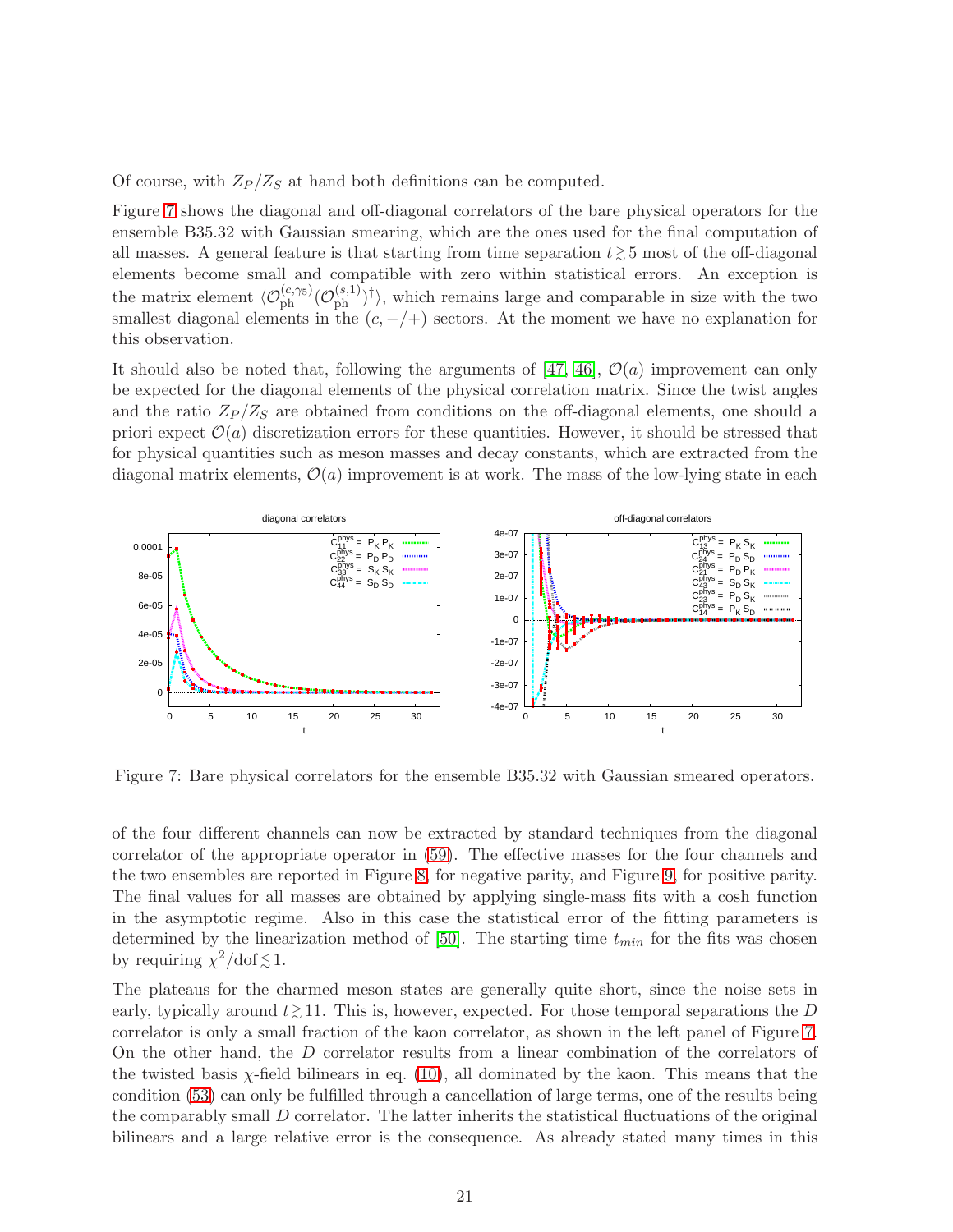Of course, with $Z_P/Z_S$ at hand both definitions can be computed.

Figure 7 shows the diagonal and off-diagonal correlators of the bare physical operators for the ensemble B35.32 with Gaussian smearing, which are the ones used for the final computation of all masses. A general feature is that starting from time separation $t \gtrsim 5$ most of the off-diagonal elements become small and compatible with zero within statistical errors. An exception is the matrix element $\langle \mathcal{O}_{\rm ph}^{(c,\gamma_5)} (\mathcal{O}_{\rm ph}^{(s,1)})^\dagger \rangle$, which remains large and comparable in size with the two smallest diagonal elements in the $(c, -/+)$ sectors. At the moment we have no explanation for this observation.

It should also be noted that, following the arguments of [47, 46], $\mathcal{O}(a)$ improvement can only be expected for the diagonal elements of the physical correlation matrix. Since the twist angles and the ratio $Z_P/Z_S$ are obtained from conditions on the off-diagonal elements, one should a priori expect $\mathcal{O}(a)$ discretization errors for these quantities. However, it should be stressed that for physical quantities such as meson masses and decay constants, which are extracted from the diagonal matrix elements, $\mathcal{O}(a)$ improvement is at work. The mass of the low-lying state in each

Figure 7: Bare physical correlators for the ensemble B35.32 with Gaussian smeared operators.

of the four different channels can now be extracted by standard techniques from the diagonal correlator of the appropriate operator in (59). The effective masses for the four channels and the two ensembles are reported in Figure 8, for negative parity, and Figure 9, for positive parity. The final values for all masses are obtained by applying single-mass fits with a cosh function in the asymptotic regime. Also in this case the statistical error of the fitting parameters is determined by the linearization method of [50]. The starting time $t_{min}$ for the fits was chosen by requiring $\chi^2/\text{dof} \lesssim 1$.

The plateaus for the charmed meson states are generally quite short, since the noise sets in early, typically around $t \gtrsim 11$. This is, however, expected. For those temporal separations the $D$ correlator is only a small fraction of the kaon correlator, as shown in the left panel of Figure 7. On the other hand, the $D$ correlator results from a linear combination of the correlators of the twisted basis $\chi$-field bilinears in eq. (10), all dominated by the kaon. This means that the condition (53) can only be fulfilled through a cancellation of large terms, one of the results being the comparably small $D$ correlator. The latter inherits the statistical fluctuations of the original bilinears and a large relative error is the consequence. As already stated many times in this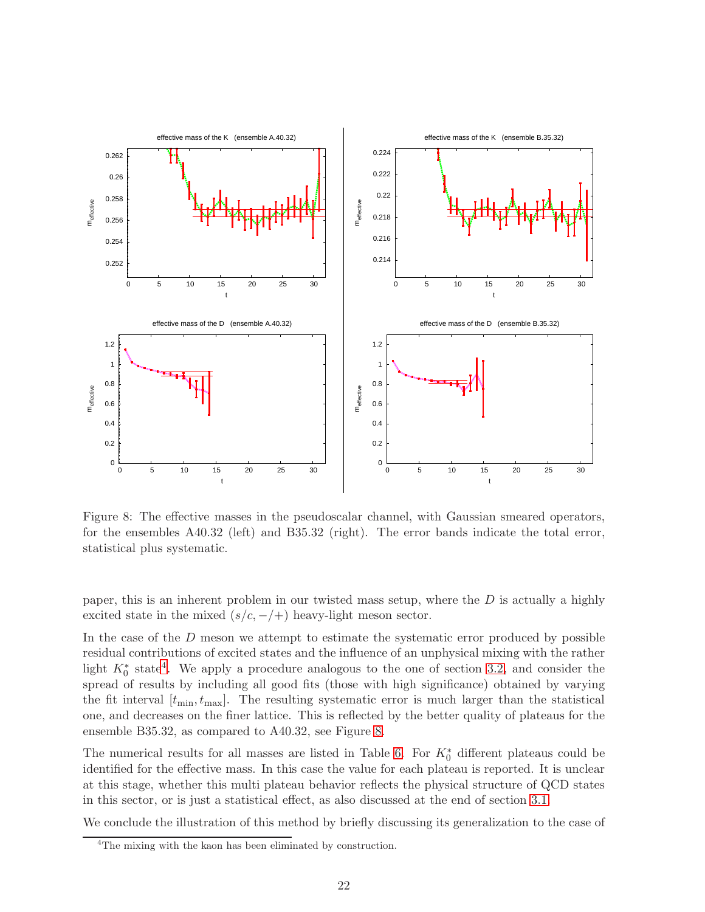Figure 8: The effective masses in the pseudoscalar channel, with Gaussian smeared operators, for the ensembles A40.32 (left) and B35.32 (right). The error bands indicate the total error, statistical plus systematic.

paper, this is an inherent problem in our twisted mass setup, where the $D$ is actually a highly excited state in the mixed $(s/c, -/+)$ heavy-light meson sector.

In the case of the $D$ meson we attempt to estimate the systematic error produced by possible residual contributions of excited states and the influence of an unphysical mixing with the rather light $K_0^*$ state[4]. We apply a procedure analogous to the one of section 3.2, and consider the spread of results by including all good fits (those with high significance) obtained by varying the fit interval $[t_{\min}, t_{\max}]$. The resulting systematic error is much larger than the statistical one, and decreases on the finer lattice. This is reflected by the better quality of plateaus for the ensemble B35.32, as compared to A40.32, see Figure 8.

The numerical results for all masses are listed in Table 6. For $K_0^*$ different plateaus could be identified for the effective mass. In this case the value for each plateau is reported. It is unclear at this stage, whether this multi plateau behavior reflects the physical structure of QCD states in this sector, or is just a statistical effect, as also discussed at the end of section 3.1.

We conclude the illustration of this method by briefly discussing its generalization to the case of

[4]The mixing with the kaon has been eliminated by construction.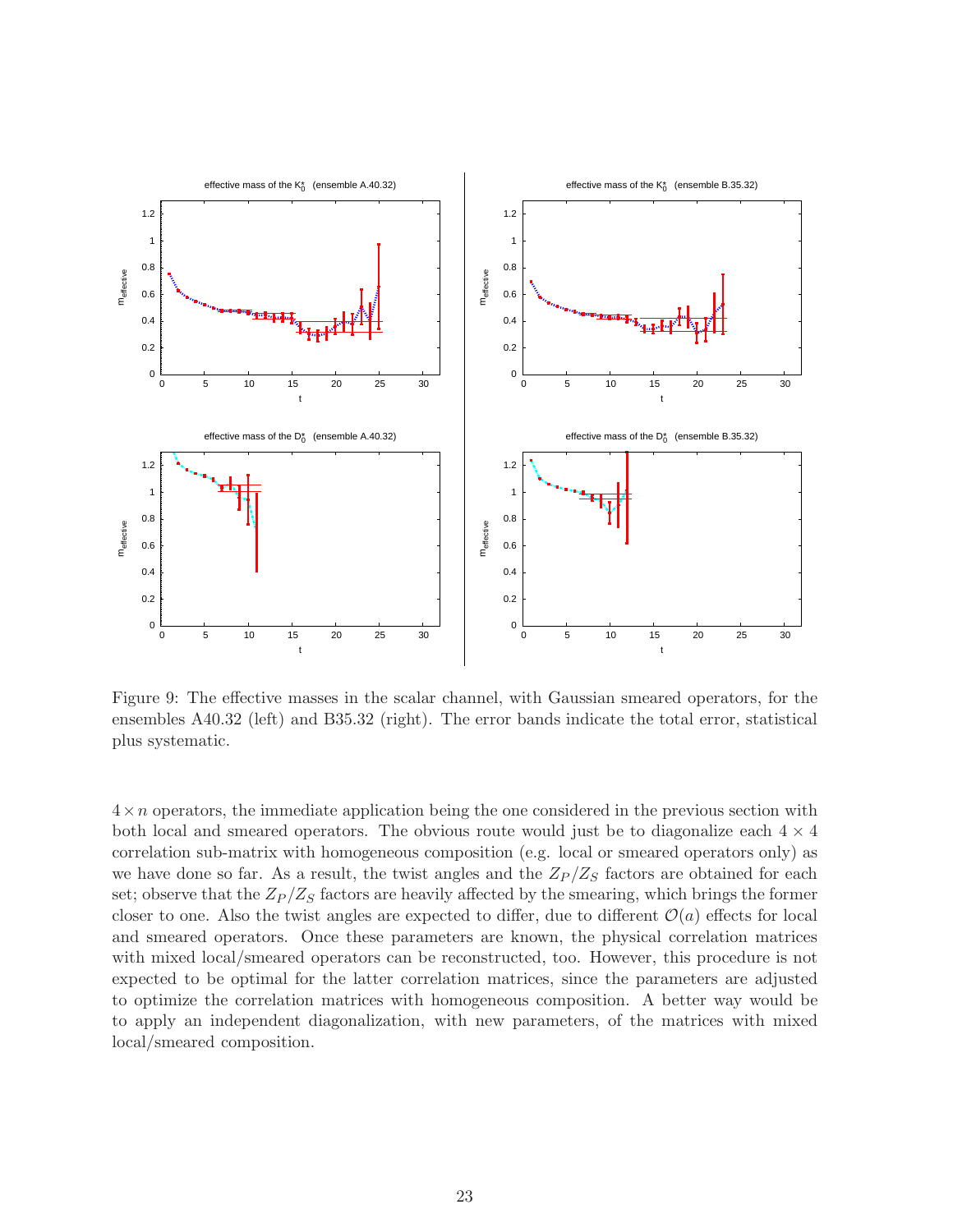Figure 9: The effective masses in the scalar channel, with Gaussian smeared operators, for the ensembles A40.32 (left) and B35.32 (right). The error bands indicate the total error, statistical plus systematic.

$4 \times n$ operators, the immediate application being the one considered in the previous section with both local and smeared operators. The obvious route would just be to diagonalize each $4 \times 4$ correlation sub-matrix with homogeneous composition (e.g. local or smeared operators only) as we have done so far. As a result, the twist angles and the $Z_P/Z_S$ factors are obtained for each set; observe that the $Z_P/Z_S$ factors are heavily affected by the smearing, which brings the former closer to one. Also the twist angles are expected to differ, due to different $\mathcal{O}(a)$ effects for local and smeared operators. Once these parameters are known, the physical correlation matrices with mixed local/smeared operators can be reconstructed, too. However, this procedure is not expected to be optimal for the latter correlation matrices, since the parameters are adjusted to optimize the correlation matrices with homogeneous composition. A better way would be to apply an independent diagonalization, with new parameters, of the matrices with mixed local/smeared composition.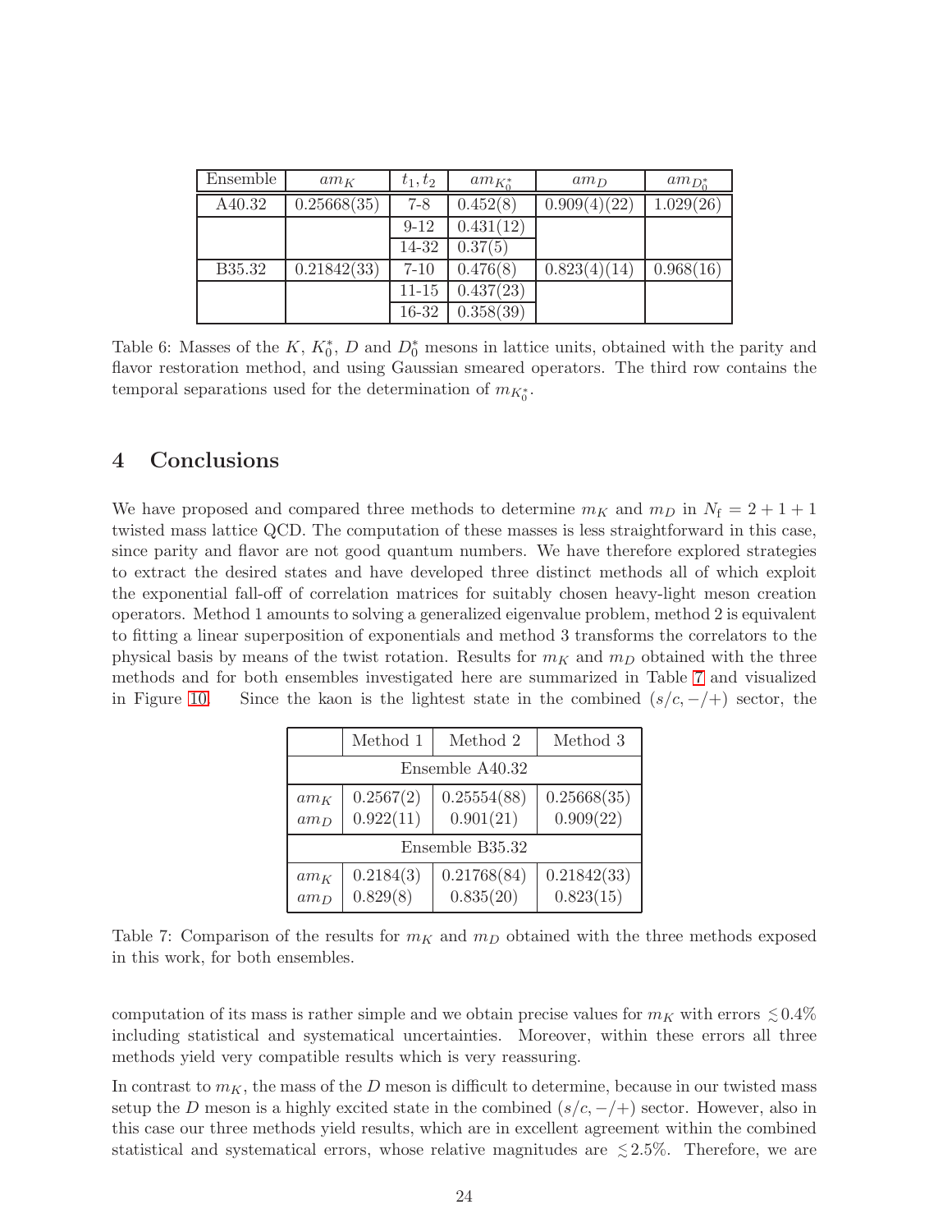| Ensemble | $am_K$ | $t_1, t_2$ | $am_{K_0^*}$ | $am_D$ | $am_{D_0^*}$ |
|---|---|---|---|---|---|
| A40.32 | 0.25668(35) | 7-8 | 0.452(8) | 0.909(4)(22) | 1.029(26) |
| | | 9-12 | 0.431(12) | | |
| | | 14-32 | 0.37(5) | | |
| B35.32 | 0.21842(33) | 7-10 | 0.476(8) | 0.823(4)(14) | 0.968(16) |
| | | 11-15 | 0.437(23) | | |
| | | 16-32 | 0.358(39) | | |

Table 6: Masses of the $K$, $K_0^*$, $D$ and $D_0^*$ mesons in lattice units, obtained with the parity and flavor restoration method, and using Gaussian smeared operators. The third row contains the temporal separations used for the determination of $m_{K_0^*}$.

# 4 Conclusions

We have proposed and compared three methods to determine $m_K$ and $m_D$ in $N_\mathrm{f} = 2 + 1 + 1$ twisted mass lattice QCD. The computation of these masses is less straightforward in this case, since parity and flavor are not good quantum numbers. We have therefore explored strategies to extract the desired states and have developed three distinct methods all of which exploit the exponential fall-off of correlation matrices for suitably chosen heavy-light meson creation operators. Method 1 amounts to solving a generalized eigenvalue problem, method 2 is equivalent to fitting a linear superposition of exponentials and method 3 transforms the correlators to the physical basis by means of the twist rotation. Results for $m_K$ and $m_D$ obtained with the three methods and for both ensembles investigated here are summarized in Table 7 and visualized in Figure 10. Since the kaon is the lightest state in the combined $(s/c, -/+)$ sector, the

| | Method 1 | Method 2 | Method 3 |
|---|---|---|---|
| Ensemble A40.32 | | | |
| $am_K$ | 0.2567(2) | 0.25554(88) | 0.25668(35) |
| $am_D$ | 0.922(11) | 0.901(21) | 0.909(22) |
| Ensemble B35.32 | | | |
| $am_K$ | 0.2184(3) | 0.21768(84) | 0.21842(33) |
| $am_D$ | 0.829(8) | 0.835(20) | 0.823(15) |

Table 7: Comparison of the results for $m_K$ and $m_D$ obtained with the three methods exposed in this work, for both ensembles.

computation of its mass is rather simple and we obtain precise values for $m_K$ with errors $\lesssim 0.4\%$ including statistical and systematical uncertainties. Moreover, within these errors all three methods yield very compatible results which is very reassuring.

In contrast to $m_K$, the mass of the $D$ meson is difficult to determine, because in our twisted mass setup the $D$ meson is a highly excited state in the combined $(s/c, -/+)$ sector. However, also in this case our three methods yield results, which are in excellent agreement within the combined statistical and systematical errors, whose relative magnitudes are $\lesssim 2.5\%$. Therefore, we are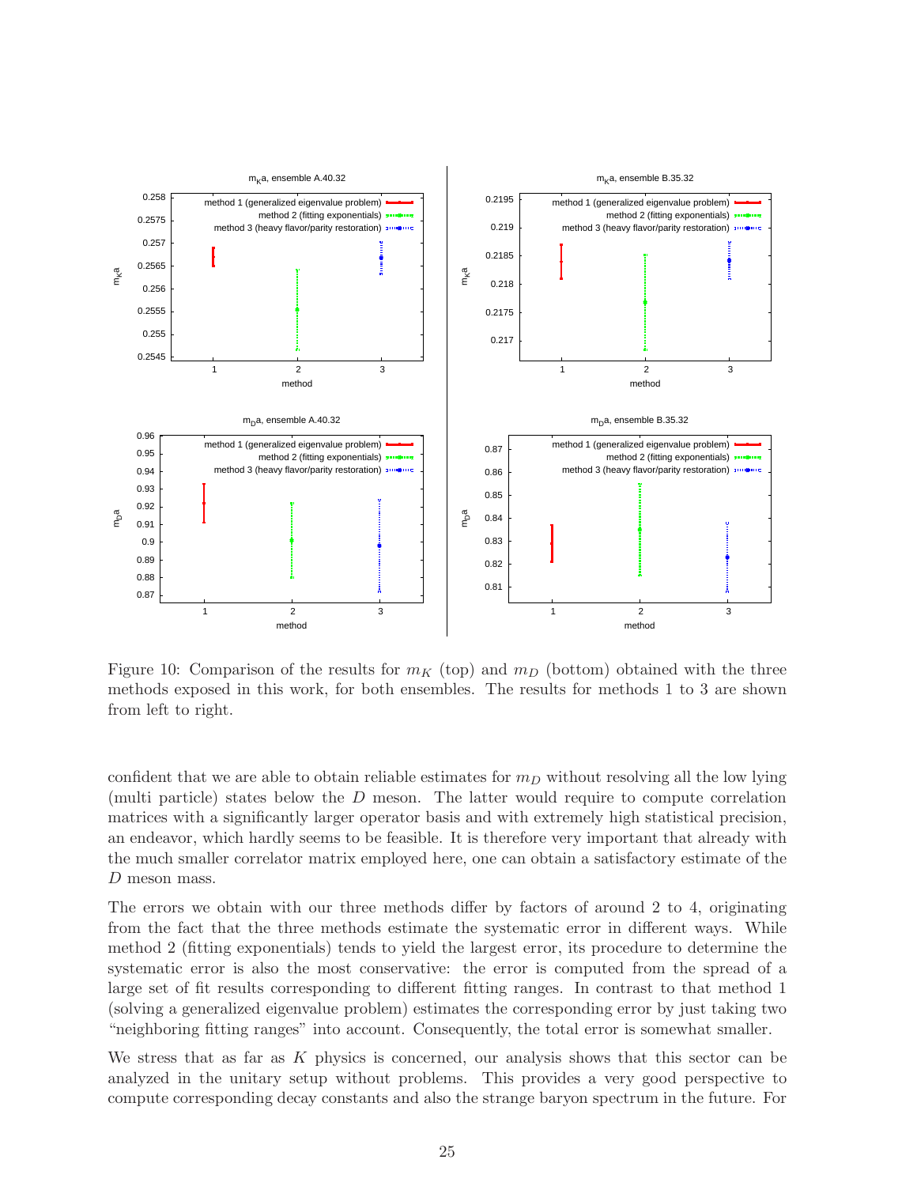Figure 10: Comparison of the results for $m_K$ (top) and $m_D$ (bottom) obtained with the three methods exposed in this work, for both ensembles. The results for methods 1 to 3 are shown from left to right.

confident that we are able to obtain reliable estimates for $m_D$ without resolving all the low lying (multi particle) states below the $D$ meson. The latter would require to compute correlation matrices with a significantly larger operator basis and with extremely high statistical precision, an endeavor, which hardly seems to be feasible. It is therefore very important that already with the much smaller correlator matrix employed here, one can obtain a satisfactory estimate of the $D$ meson mass.

The errors we obtain with our three methods differ by factors of around 2 to 4, originating from the fact that the three methods estimate the systematic error in different ways. While method 2 (fitting exponentials) tends to yield the largest error, its procedure to determine the systematic error is also the most conservative: the error is computed from the spread of a large set of fit results corresponding to different fitting ranges. In contrast to that method 1 (solving a generalized eigenvalue problem) estimates the corresponding error by just taking two "neighboring fitting ranges" into account. Consequently, the total error is somewhat smaller.

We stress that as far as $K$ physics is concerned, our analysis shows that this sector can be analyzed in the unitary setup without problems. This provides a very good perspective to compute corresponding decay constants and also the strange baryon spectrum in the future. For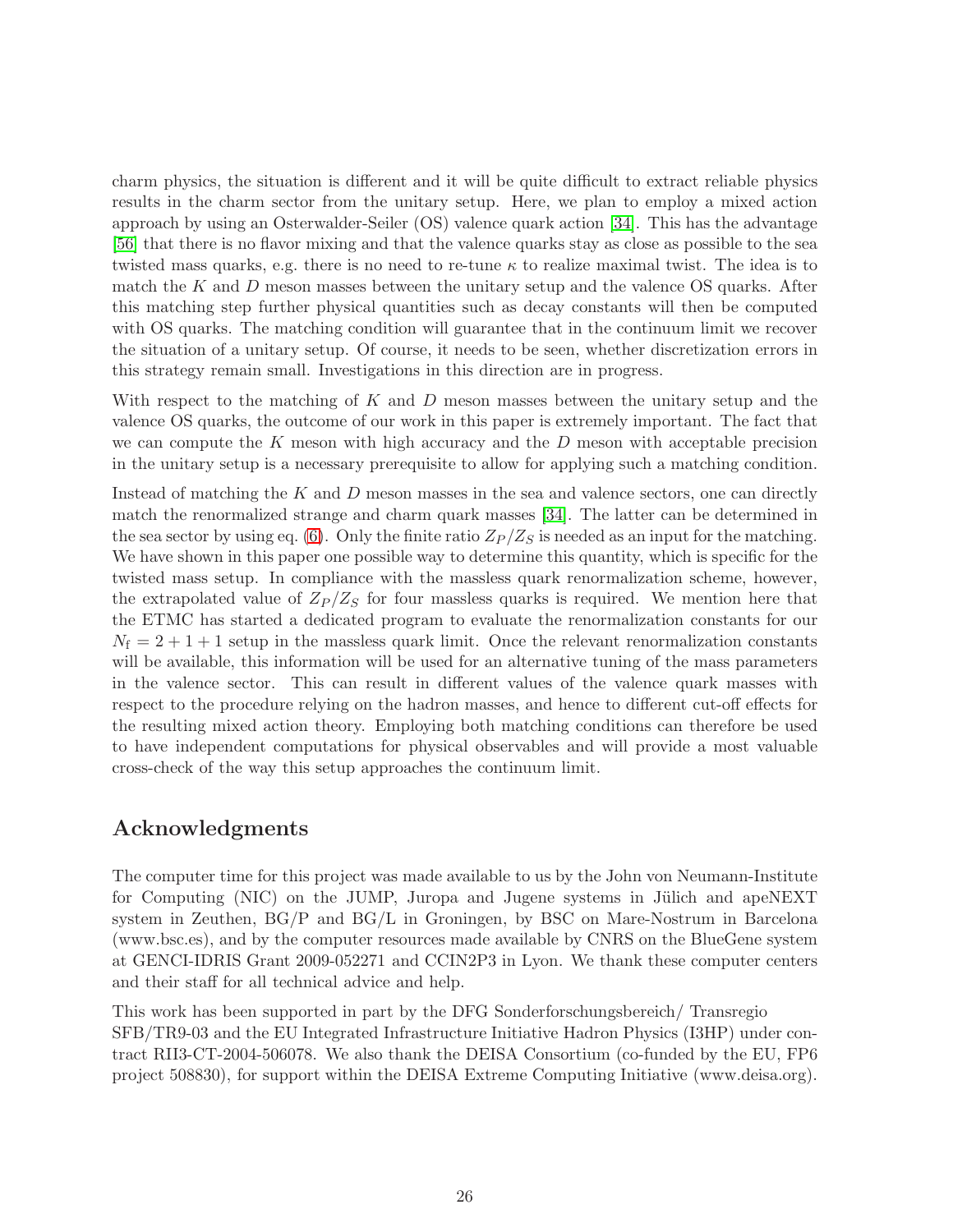charm physics, the situation is different and it will be quite difficult to extract reliable physics results in the charm sector from the unitary setup. Here, we plan to employ a mixed action approach by using an Osterwalder-Seiler (OS) valence quark action [34]. This has the advantage [56] that there is no flavor mixing and that the valence quarks stay as close as possible to the sea twisted mass quarks, e.g. there is no need to re-tune $\kappa$ to realize maximal twist. The idea is to match the $K$ and $D$ meson masses between the unitary setup and the valence OS quarks. After this matching step further physical quantities such as decay constants will then be computed with OS quarks. The matching condition will guarantee that in the continuum limit we recover the situation of a unitary setup. Of course, it needs to be seen, whether discretization errors in this strategy remain small. Investigations in this direction are in progress.

With respect to the matching of $K$ and $D$ meson masses between the unitary setup and the valence OS quarks, the outcome of our work in this paper is extremely important. The fact that we can compute the $K$ meson with high accuracy and the $D$ meson with acceptable precision in the unitary setup is a necessary prerequisite to allow for applying such a matching condition.

Instead of matching the $K$ and $D$ meson masses in the sea and valence sectors, one can directly match the renormalized strange and charm quark masses [34]. The latter can be determined in the sea sector by using eq. (6). Only the finite ratio $Z_P/Z_S$ is needed as an input for the matching. We have shown in this paper one possible way to determine this quantity, which is specific for the twisted mass setup. In compliance with the massless quark renormalization scheme, however, the extrapolated value of $Z_P/Z_S$ for four massless quarks is required. We mention here that the ETMC has started a dedicated program to evaluate the renormalization constants for our $N_\mathrm{f} = 2+1+1$ setup in the massless quark limit. Once the relevant renormalization constants will be available, this information will be used for an alternative tuning of the mass parameters in the valence sector. This can result in different values of the valence quark masses with respect to the procedure relying on the hadron masses, and hence to different cut-off effects for the resulting mixed action theory. Employing both matching conditions can therefore be used to have independent computations for physical observables and will provide a most valuable cross-check of the way this setup approaches the continuum limit.

## Acknowledgments

The computer time for this project was made available to us by the John von Neumann-Institute for Computing (NIC) on the JUMP, Juropa and Jugene systems in Jülich and apeNEXT system in Zeuthen, BG/P and BG/L in Groningen, by BSC on Mare-Nostrum in Barcelona (www.bsc.es), and by the computer resources made available by CNRS on the BlueGene system at GENCI-IDRIS Grant 2009-052271 and CCIN2P3 in Lyon. We thank these computer centers and their staff for all technical advice and help.

This work has been supported in part by the DFG Sonderforschungsbereich/ Transregio SFB/TR9-03 and the EU Integrated Infrastructure Initiative Hadron Physics (I3HP) under contract RII3-CT-2004-506078. We also thank the DEISA Consortium (co-funded by the EU, FP6 project 508830), for support within the DEISA Extreme Computing Initiative (www.deisa.org).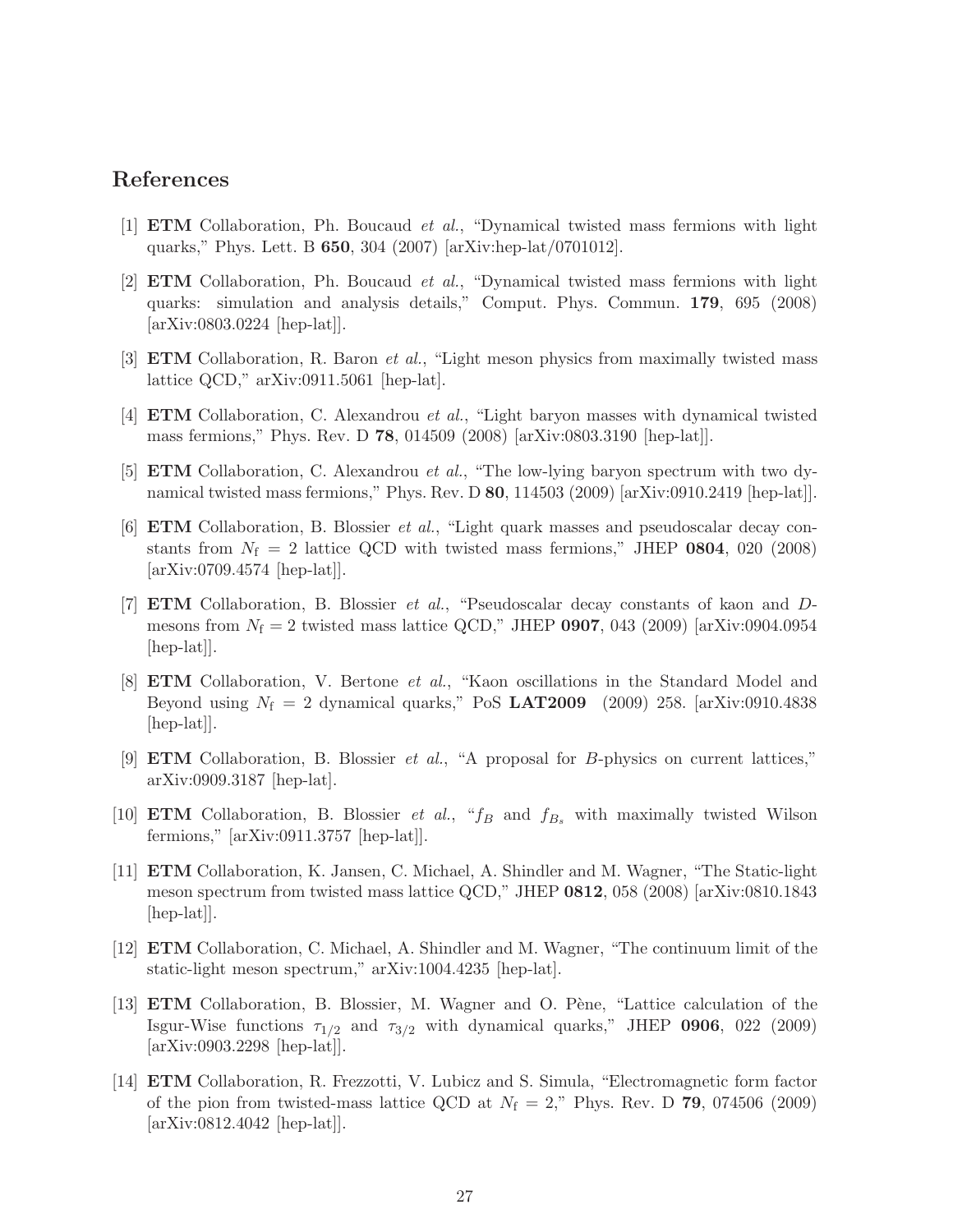## References

[1] **ETM** Collaboration, Ph. Boucaud *et al.*, "Dynamical twisted mass fermions with light quarks," Phys. Lett. B **650**, 304 (2007) [arXiv:hep-lat/0701012].

[2] **ETM** Collaboration, Ph. Boucaud *et al.*, "Dynamical twisted mass fermions with light quarks: simulation and analysis details," Comput. Phys. Commun. **179**, 695 (2008) [arXiv:0803.0224 [hep-lat]].

[3] **ETM** Collaboration, R. Baron *et al.*, "Light meson physics from maximally twisted mass lattice QCD," arXiv:0911.5061 [hep-lat].

[4] **ETM** Collaboration, C. Alexandrou *et al.*, "Light baryon masses with dynamical twisted mass fermions," Phys. Rev. D **78**, 014509 (2008) [arXiv:0803.3190 [hep-lat]].

[5] **ETM** Collaboration, C. Alexandrou *et al.*, "The low-lying baryon spectrum with two dynamical twisted mass fermions," Phys. Rev. D **80**, 114503 (2009) [arXiv:0910.2419 [hep-lat]].

[6] **ETM** Collaboration, B. Blossier *et al.*, "Light quark masses and pseudoscalar decay constants from $N_{\mathrm{f}} = 2$ lattice QCD with twisted mass fermions," JHEP **0804**, 020 (2008) [arXiv:0709.4574 [hep-lat]].

[7] **ETM** Collaboration, B. Blossier *et al.*, "Pseudoscalar decay constants of kaon and $D$-mesons from $N_{\mathrm{f}} = 2$ twisted mass lattice QCD," JHEP **0907**, 043 (2009) [arXiv:0904.0954 [hep-lat]].

[8] **ETM** Collaboration, V. Bertone *et al.*, "Kaon oscillations in the Standard Model and Beyond using $N_{\mathrm{f}} = 2$ dynamical quarks," PoS **LAT2009** (2009) 258. [arXiv:0910.4838 [hep-lat]].

[9] **ETM** Collaboration, B. Blossier *et al.*, "A proposal for $B$-physics on current lattices," arXiv:0909.3187 [hep-lat].

[10] **ETM** Collaboration, B. Blossier *et al.*, "$f_B$ and $f_{B_s}$ with maximally twisted Wilson fermions," [arXiv:0911.3757 [hep-lat]].

[11] **ETM** Collaboration, K. Jansen, C. Michael, A. Shindler and M. Wagner, "The Static-light meson spectrum from twisted mass lattice QCD," JHEP **0812**, 058 (2008) [arXiv:0810.1843 [hep-lat]].

[12] **ETM** Collaboration, C. Michael, A. Shindler and M. Wagner, "The continuum limit of the static-light meson spectrum," arXiv:1004.4235 [hep-lat].

[13] **ETM** Collaboration, B. Blossier, M. Wagner and O. Pène, "Lattice calculation of the Isgur-Wise functions $\tau_{1/2}$ and $\tau_{3/2}$ with dynamical quarks," JHEP **0906**, 022 (2009) [arXiv:0903.2298 [hep-lat]].

[14] **ETM** Collaboration, R. Frezzotti, V. Lubicz and S. Simula, "Electromagnetic form factor of the pion from twisted-mass lattice QCD at $N_{\mathrm{f}} = 2$," Phys. Rev. D **79**, 074506 (2009) [arXiv:0812.4042 [hep-lat]].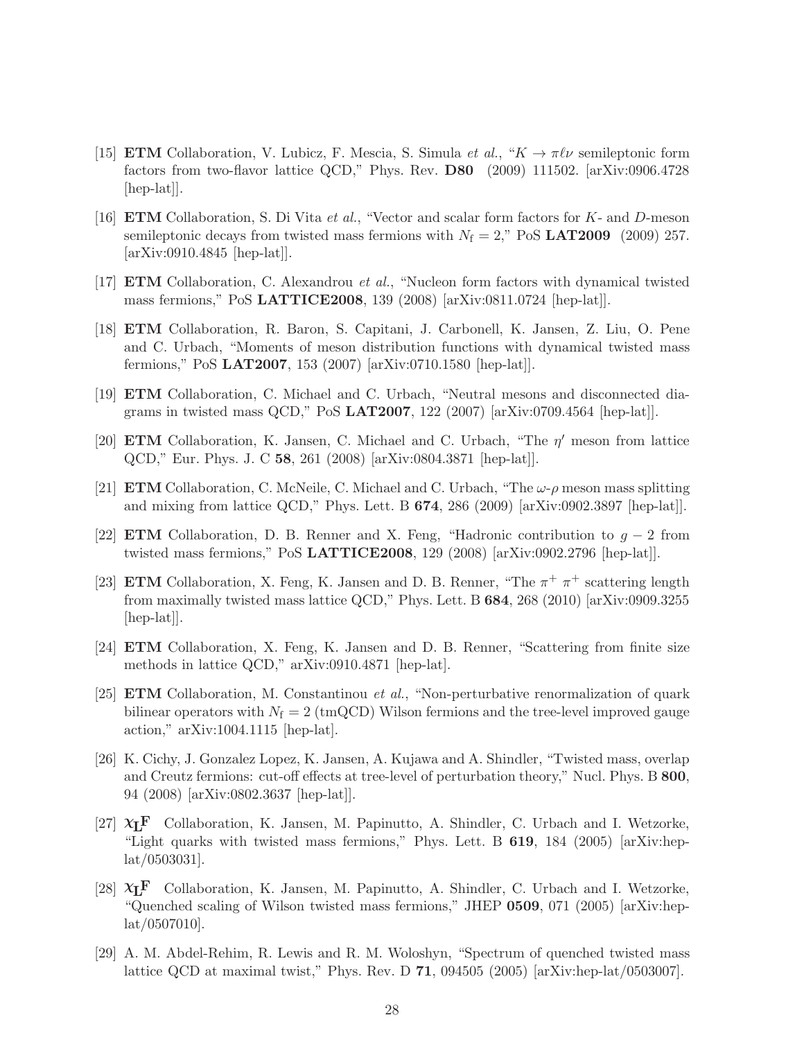[15] **ETM** Collaboration, V. Lubicz, F. Mescia, S. Simula *et al.*, "$K \to \pi \ell \nu$ semileptonic form factors from two-flavor lattice QCD," Phys. Rev. **D80** (2009) 111502. [arXiv:0906.4728 [hep-lat]].

[16] **ETM** Collaboration, S. Di Vita *et al.*, "Vector and scalar form factors for $K$- and $D$-meson semileptonic decays from twisted mass fermions with $N_\mathrm{f} = 2$," PoS **LAT2009** (2009) 257. [arXiv:0910.4845 [hep-lat]].

[17] **ETM** Collaboration, C. Alexandrou *et al.*, "Nucleon form factors with dynamical twisted mass fermions," PoS **LATTICE2008**, 139 (2008) [arXiv:0811.0724 [hep-lat]].

[18] **ETM** Collaboration, R. Baron, S. Capitani, J. Carbonell, K. Jansen, Z. Liu, O. Pene and C. Urbach, "Moments of meson distribution functions with dynamical twisted mass fermions," PoS **LAT2007**, 153 (2007) [arXiv:0710.1580 [hep-lat]].

[19] **ETM** Collaboration, C. Michael and C. Urbach, "Neutral mesons and disconnected diagrams in twisted mass QCD," PoS **LAT2007**, 122 (2007) [arXiv:0709.4564 [hep-lat]].

[20] **ETM** Collaboration, K. Jansen, C. Michael and C. Urbach, "The $\eta'$ meson from lattice QCD," Eur. Phys. J. C **58**, 261 (2008) [arXiv:0804.3871 [hep-lat]].

[21] **ETM** Collaboration, C. McNeile, C. Michael and C. Urbach, "The $\omega$-$\rho$ meson mass splitting and mixing from lattice QCD," Phys. Lett. B **674**, 286 (2009) [arXiv:0902.3897 [hep-lat]].

[22] **ETM** Collaboration, D. B. Renner and X. Feng, "Hadronic contribution to $g-2$ from twisted mass fermions," PoS **LATTICE2008**, 129 (2008) [arXiv:0902.2796 [hep-lat]].

[23] **ETM** Collaboration, X. Feng, K. Jansen and D. B. Renner, "The $\pi^+ \pi^+$ scattering length from maximally twisted mass lattice QCD," Phys. Lett. B **684**, 268 (2010) [arXiv:0909.3255 [hep-lat]].

[24] **ETM** Collaboration, X. Feng, K. Jansen and D. B. Renner, "Scattering from finite size methods in lattice QCD," arXiv:0910.4871 [hep-lat].

[25] **ETM** Collaboration, M. Constantinou *et al.*, "Non-perturbative renormalization of quark bilinear operators with $N_\mathrm{f} = 2$ (tmQCD) Wilson fermions and the tree-level improved gauge action," arXiv:1004.1115 [hep-lat].

[26] K. Cichy, J. Gonzalez Lopez, K. Jansen, A. Kujawa and A. Shindler, "Twisted mass, overlap and Creutz fermions: cut-off effects at tree-level of perturbation theory," Nucl. Phys. B **800**, 94 (2008) [arXiv:0802.3637 [hep-lat]].

[27] $\chi_\mathbf{L}\mathbf{F}$ Collaboration, K. Jansen, M. Papinutto, A. Shindler, C. Urbach and I. Wetzorke, "Light quarks with twisted mass fermions," Phys. Lett. B **619**, 184 (2005) [arXiv:hep-lat/0503031].

[28] $\chi_\mathbf{L}\mathbf{F}$ Collaboration, K. Jansen, M. Papinutto, A. Shindler, C. Urbach and I. Wetzorke, "Quenched scaling of Wilson twisted mass fermions," JHEP **0509**, 071 (2005) [arXiv:hep-lat/0507010].

[29] A. M. Abdel-Rehim, R. Lewis and R. M. Woloshyn, "Spectrum of quenched twisted mass lattice QCD at maximal twist," Phys. Rev. D **71**, 094505 (2005) [arXiv:hep-lat/0503007].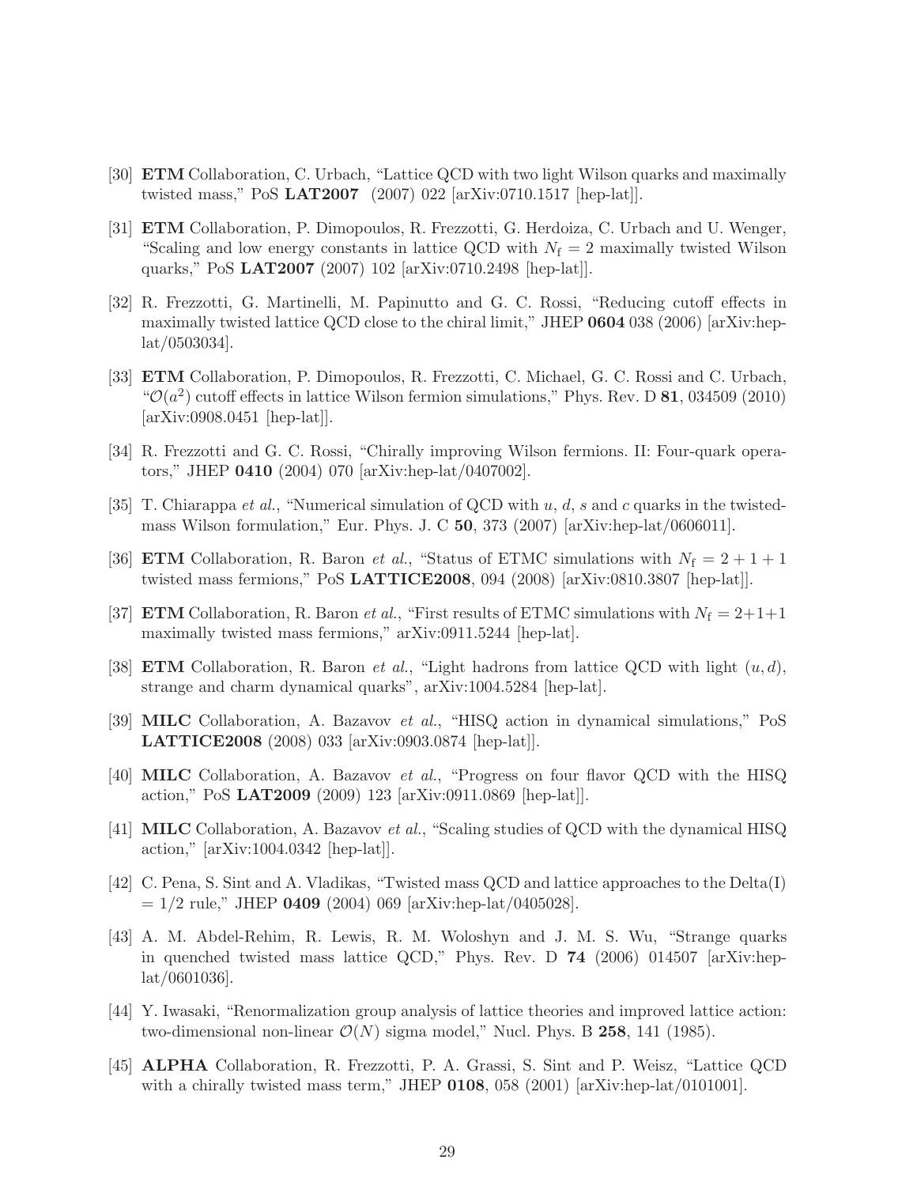[30] **ETM** Collaboration, C. Urbach, "Lattice QCD with two light Wilson quarks and maximally twisted mass," PoS **LAT2007** (2007) 022 [arXiv:0710.1517 [hep-lat]].

[31] **ETM** Collaboration, P. Dimopoulos, R. Frezzotti, G. Herdoiza, C. Urbach and U. Wenger, "Scaling and low energy constants in lattice QCD with $N_\mathrm{f} = 2$ maximally twisted Wilson quarks," PoS **LAT2007** (2007) 102 [arXiv:0710.2498 [hep-lat]].

[32] R. Frezzotti, G. Martinelli, M. Papinutto and G. C. Rossi, "Reducing cutoff effects in maximally twisted lattice QCD close to the chiral limit," JHEP **0604** 038 (2006) [arXiv:hep-lat/0503034].

[33] **ETM** Collaboration, P. Dimopoulos, R. Frezzotti, C. Michael, G. C. Rossi and C. Urbach, "$\mathcal{O}(a^2)$ cutoff effects in lattice Wilson fermion simulations," Phys. Rev. D **81**, 034509 (2010) [arXiv:0908.0451 [hep-lat]].

[34] R. Frezzotti and G. C. Rossi, "Chirally improving Wilson fermions. II: Four-quark operators," JHEP **0410** (2004) 070 [arXiv:hep-lat/0407002].

[35] T. Chiarappa *et al.*, "Numerical simulation of QCD with $u$, $d$, $s$ and $c$ quarks in the twisted-mass Wilson formulation," Eur. Phys. J. C **50**, 373 (2007) [arXiv:hep-lat/0606011].

[36] **ETM** Collaboration, R. Baron *et al.*, "Status of ETMC simulations with $N_\mathrm{f} = 2 + 1 + 1$ twisted mass fermions," PoS **LATTICE2008**, 094 (2008) [arXiv:0810.3807 [hep-lat]].

[37] **ETM** Collaboration, R. Baron *et al.*, "First results of ETMC simulations with $N_\mathrm{f} = 2+1+1$ maximally twisted mass fermions," arXiv:0911.5244 [hep-lat].

[38] **ETM** Collaboration, R. Baron *et al.*, "Light hadrons from lattice QCD with light $(u, d)$, strange and charm dynamical quarks", arXiv:1004.5284 [hep-lat].

[39] **MILC** Collaboration, A. Bazavov *et al.*, "HISQ action in dynamical simulations," PoS **LATTICE2008** (2008) 033 [arXiv:0903.0874 [hep-lat]].

[40] **MILC** Collaboration, A. Bazavov *et al.*, "Progress on four flavor QCD with the HISQ action," PoS **LAT2009** (2009) 123 [arXiv:0911.0869 [hep-lat]].

[41] **MILC** Collaboration, A. Bazavov *et al.*, "Scaling studies of QCD with the dynamical HISQ action," [arXiv:1004.0342 [hep-lat]].

[42] C. Pena, S. Sint and A. Vladikas, "Twisted mass QCD and lattice approaches to the Delta(I) = 1/2 rule," JHEP **0409** (2004) 069 [arXiv:hep-lat/0405028].

[43] A. M. Abdel-Rehim, R. Lewis, R. M. Woloshyn and J. M. S. Wu, "Strange quarks in quenched twisted mass lattice QCD," Phys. Rev. D **74** (2006) 014507 [arXiv:hep-lat/0601036].

[44] Y. Iwasaki, "Renormalization group analysis of lattice theories and improved lattice action: two-dimensional non-linear $\mathcal{O}(N)$ sigma model," Nucl. Phys. B **258**, 141 (1985).

[45] **ALPHA** Collaboration, R. Frezzotti, P. A. Grassi, S. Sint and P. Weisz, "Lattice QCD with a chirally twisted mass term," JHEP **0108**, 058 (2001) [arXiv:hep-lat/0101001].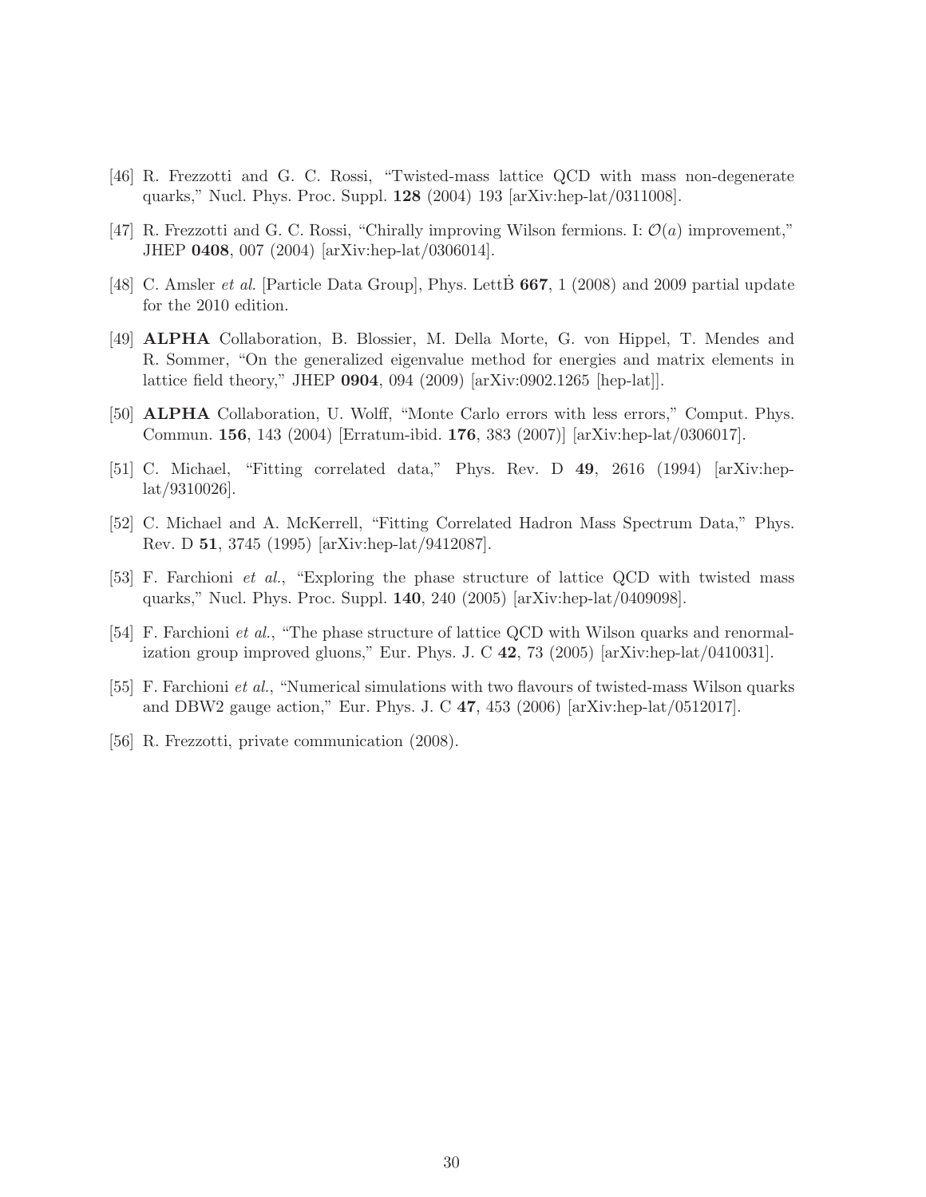[46] R. Frezzotti and G. C. Rossi, "Twisted-mass lattice QCD with mass non-degenerate quarks," Nucl. Phys. Proc. Suppl. **128** (2004) 193 [arXiv:hep-lat/0311008].

[47] R. Frezzotti and G. C. Rossi, "Chirally improving Wilson fermions. I: $\mathcal{O}(a)$ improvement," JHEP **0408**, 007 (2004) [arXiv:hep-lat/0306014].

[48] C. Amsler *et al.* [Particle Data Group], Phys. LettḂ **667**, 1 (2008) and 2009 partial update for the 2010 edition.

[49] **ALPHA** Collaboration, B. Blossier, M. Della Morte, G. von Hippel, T. Mendes and R. Sommer, "On the generalized eigenvalue method for energies and matrix elements in lattice field theory," JHEP **0904**, 094 (2009) [arXiv:0902.1265 [hep-lat]].

[50] **ALPHA** Collaboration, U. Wolff, "Monte Carlo errors with less errors," Comput. Phys. Commun. **156**, 143 (2004) [Erratum-ibid. **176**, 383 (2007)] [arXiv:hep-lat/0306017].

[51] C. Michael, "Fitting correlated data," Phys. Rev. D **49**, 2616 (1994) [arXiv:hep-lat/9310026].

[52] C. Michael and A. McKerrell, "Fitting Correlated Hadron Mass Spectrum Data," Phys. Rev. D **51**, 3745 (1995) [arXiv:hep-lat/9412087].

[53] F. Farchioni *et al.*, "Exploring the phase structure of lattice QCD with twisted mass quarks," Nucl. Phys. Proc. Suppl. **140**, 240 (2005) [arXiv:hep-lat/0409098].

[54] F. Farchioni *et al.*, "The phase structure of lattice QCD with Wilson quarks and renormalization group improved gluons," Eur. Phys. J. C **42**, 73 (2005) [arXiv:hep-lat/0410031].

[55] F. Farchioni *et al.*, "Numerical simulations with two flavours of twisted-mass Wilson quarks and DBW2 gauge action," Eur. Phys. J. C **47**, 453 (2006) [arXiv:hep-lat/0512017].

[56] R. Frezzotti, private communication (2008).